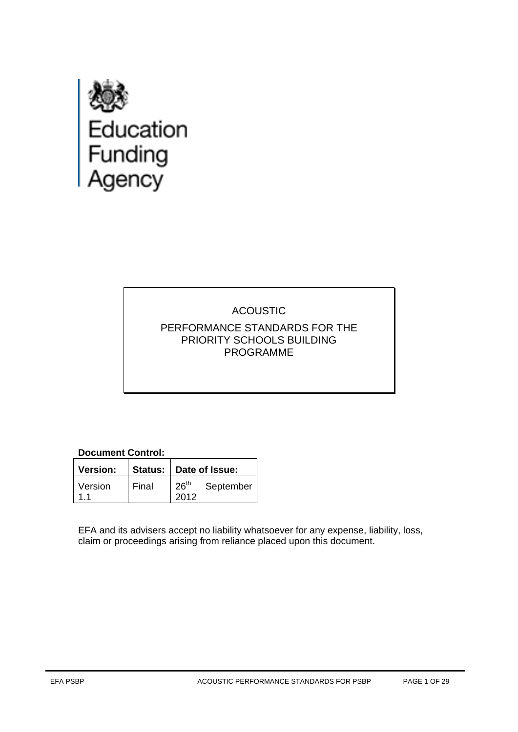Education Funding Agency

# ACOUSTIC

# PERFORMANCE STANDARDS FOR THE PRIORITY SCHOOLS BUILDING PROGRAMME

**Document Control:**

| **Version:** | **Status:** | **Date of Issue:** |
| --- | --- | --- |
| Version 1.1 | Final | 26th September 2012 |

EFA and its advisers accept no liability whatsoever for any expense, liability, loss, claim or proceedings arising from reliance placed upon this document.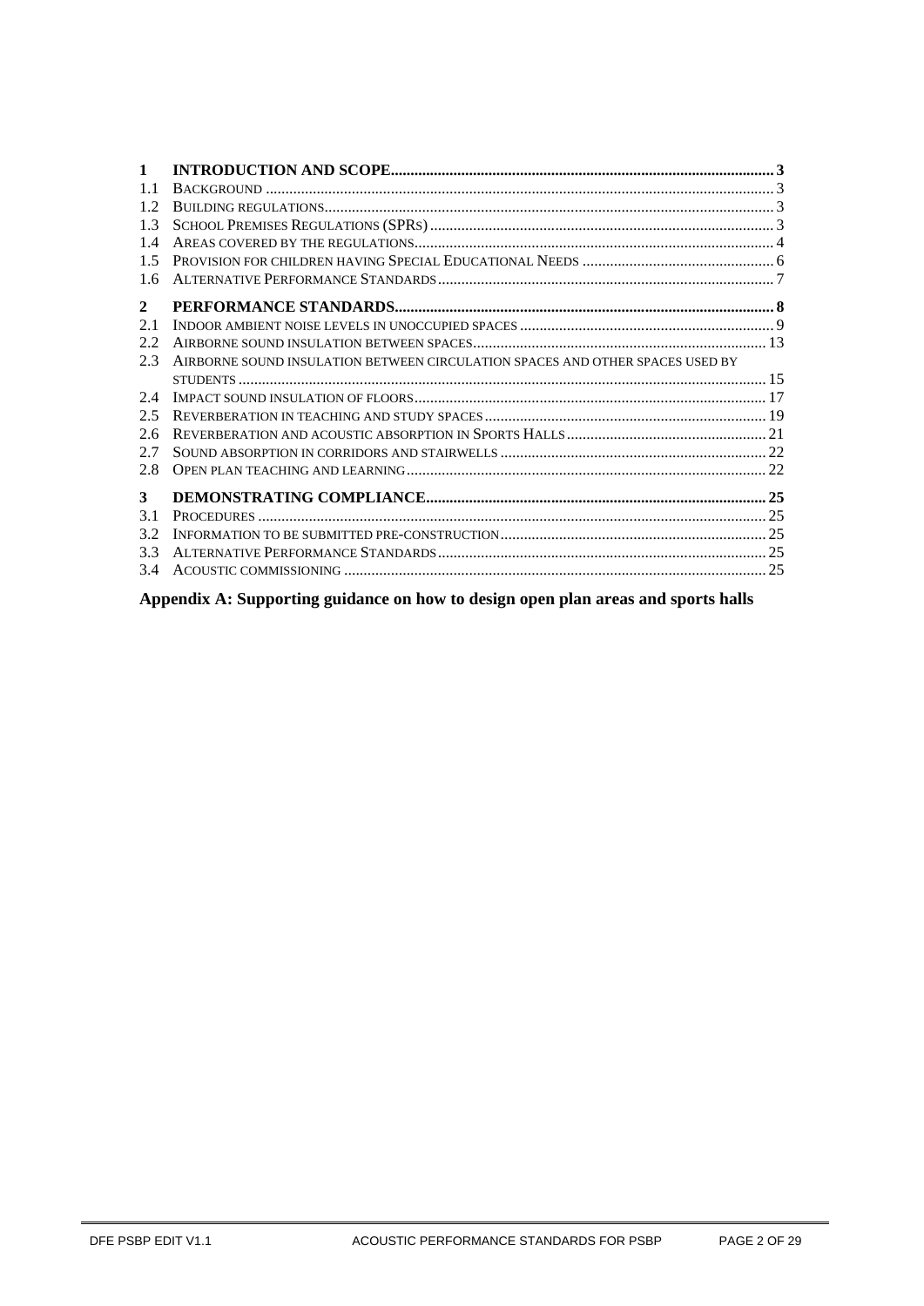| | | |
|---|---|---|
| **1** | **INTRODUCTION AND SCOPE** | **3** |
| 1.1 | BACKGROUND | 3 |
| 1.2 | BUILDING REGULATIONS | 3 |
| 1.3 | SCHOOL PREMISES REGULATIONS (SPRS) | 3 |
| 1.4 | AREAS COVERED BY THE REGULATIONS | 4 |
| 1.5 | PROVISION FOR CHILDREN HAVING SPECIAL EDUCATIONAL NEEDS | 6 |
| 1.6 | ALTERNATIVE PERFORMANCE STANDARDS | 7 |
| **2** | **PERFORMANCE STANDARDS** | **8** |
| 2.1 | INDOOR AMBIENT NOISE LEVELS IN UNOCCUPIED SPACES | 9 |
| 2.2 | AIRBORNE SOUND INSULATION BETWEEN SPACES | 13 |
| 2.3 | AIRBORNE SOUND INSULATION BETWEEN CIRCULATION SPACES AND OTHER SPACES USED BY STUDENTS | 15 |
| 2.4 | IMPACT SOUND INSULATION OF FLOORS | 17 |
| 2.5 | REVERBERATION IN TEACHING AND STUDY SPACES | 19 |
| 2.6 | REVERBERATION AND ACOUSTIC ABSORPTION IN SPORTS HALLS | 21 |
| 2.7 | SOUND ABSORPTION IN CORRIDORS AND STAIRWELLS | 22 |
| 2.8 | OPEN PLAN TEACHING AND LEARNING | 22 |
| **3** | **DEMONSTRATING COMPLIANCE** | **25** |
| 3.1 | PROCEDURES | 25 |
| 3.2 | INFORMATION TO BE SUBMITTED PRE-CONSTRUCTION | 25 |
| 3.3 | ALTERNATIVE PERFORMANCE STANDARDS | 25 |
| 3.4 | ACOUSTIC COMMISSIONING | 25 |

**Appendix A: Supporting guidance on how to design open plan areas and sports halls**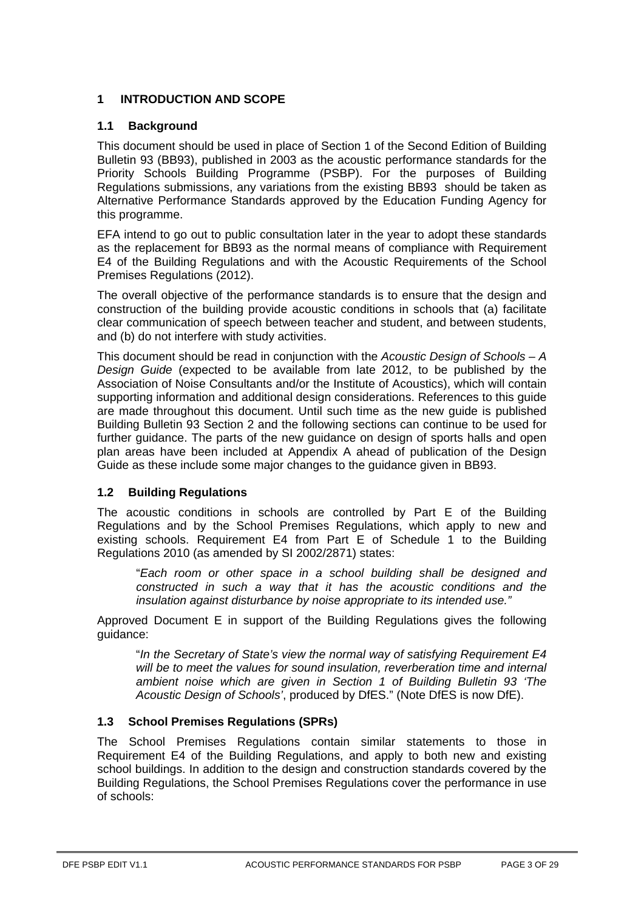# 1 INTRODUCTION AND SCOPE

## 1.1 Background

This document should be used in place of Section 1 of the Second Edition of Building Bulletin 93 (BB93), published in 2003 as the acoustic performance standards for the Priority Schools Building Programme (PSBP). For the purposes of Building Regulations submissions, any variations from the existing BB93 should be taken as Alternative Performance Standards approved by the Education Funding Agency for this programme.

EFA intend to go out to public consultation later in the year to adopt these standards as the replacement for BB93 as the normal means of compliance with Requirement E4 of the Building Regulations and with the Acoustic Requirements of the School Premises Regulations (2012).

The overall objective of the performance standards is to ensure that the design and construction of the building provide acoustic conditions in schools that (a) facilitate clear communication of speech between teacher and student, and between students, and (b) do not interfere with study activities.

This document should be read in conjunction with the *Acoustic Design of Schools – A Design Guide* (expected to be available from late 2012, to be published by the Association of Noise Consultants and/or the Institute of Acoustics), which will contain supporting information and additional design considerations. References to this guide are made throughout this document. Until such time as the new guide is published Building Bulletin 93 Section 2 and the following sections can continue to be used for further guidance. The parts of the new guidance on design of sports halls and open plan areas have been included at Appendix A ahead of publication of the Design Guide as these include some major changes to the guidance given in BB93.

## 1.2 Building Regulations

The acoustic conditions in schools are controlled by Part E of the Building Regulations and by the School Premises Regulations, which apply to new and existing schools. Requirement E4 from Part E of Schedule 1 to the Building Regulations 2010 (as amended by SI 2002/2871) states:

> "*Each room or other space in a school building shall be designed and constructed in such a way that it has the acoustic conditions and the insulation against disturbance by noise appropriate to its intended use."*

Approved Document E in support of the Building Regulations gives the following guidance:

> "*In the Secretary of State's view the normal way of satisfying Requirement E4 will be to meet the values for sound insulation, reverberation time and internal ambient noise which are given in Section 1 of Building Bulletin 93 'The Acoustic Design of Schools'*, produced by DfES." (Note DfES is now DfE).

## 1.3 School Premises Regulations (SPRs)

The School Premises Regulations contain similar statements to those in Requirement E4 of the Building Regulations, and apply to both new and existing school buildings. In addition to the design and construction standards covered by the Building Regulations, the School Premises Regulations cover the performance in use of schools: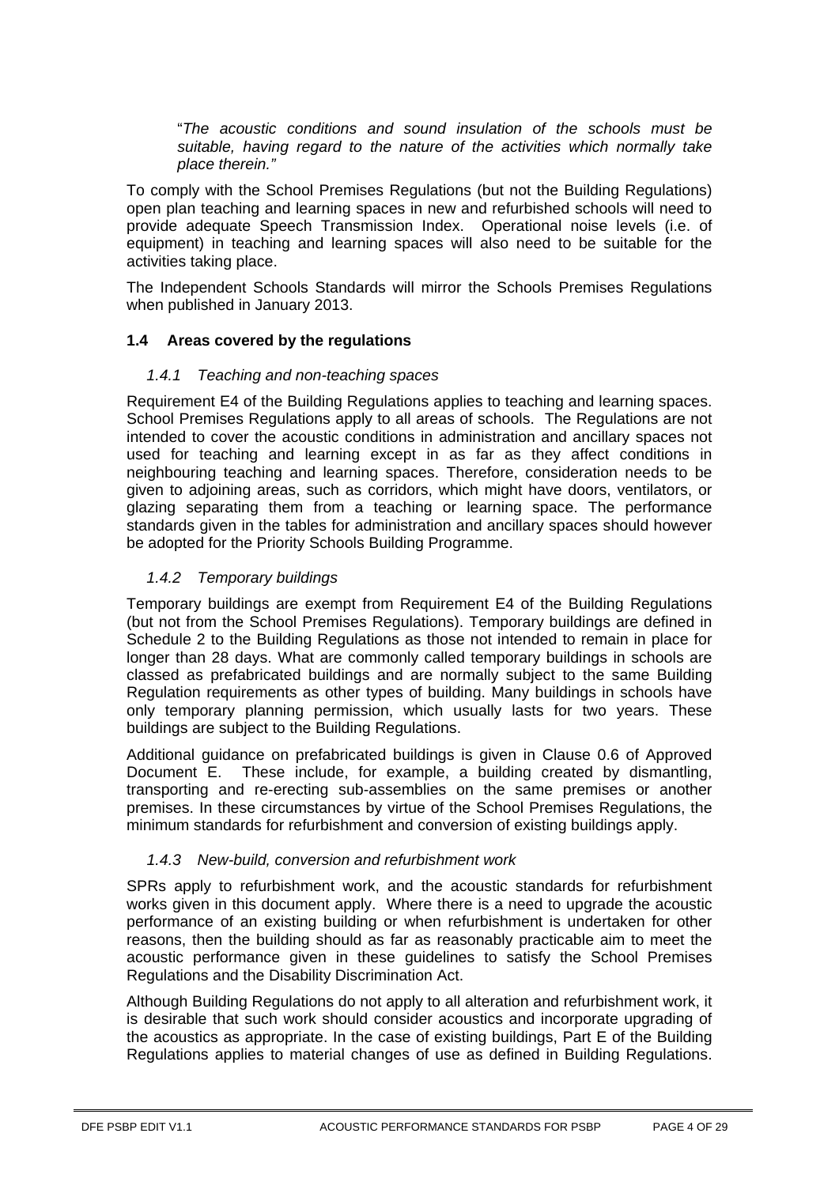"*The acoustic conditions and sound insulation of the schools must be suitable, having regard to the nature of the activities which normally take place therein.*"

To comply with the School Premises Regulations (but not the Building Regulations) open plan teaching and learning spaces in new and refurbished schools will need to provide adequate Speech Transmission Index. Operational noise levels (i.e. of equipment) in teaching and learning spaces will also need to be suitable for the activities taking place.

The Independent Schools Standards will mirror the Schools Premises Regulations when published in January 2013.

### 1.4 Areas covered by the regulations

#### *1.4.1 Teaching and non-teaching spaces*

Requirement E4 of the Building Regulations applies to teaching and learning spaces. School Premises Regulations apply to all areas of schools. The Regulations are not intended to cover the acoustic conditions in administration and ancillary spaces not used for teaching and learning except in as far as they affect conditions in neighbouring teaching and learning spaces. Therefore, consideration needs to be given to adjoining areas, such as corridors, which might have doors, ventilators, or glazing separating them from a teaching or learning space. The performance standards given in the tables for administration and ancillary spaces should however be adopted for the Priority Schools Building Programme.

#### *1.4.2 Temporary buildings*

Temporary buildings are exempt from Requirement E4 of the Building Regulations (but not from the School Premises Regulations). Temporary buildings are defined in Schedule 2 to the Building Regulations as those not intended to remain in place for longer than 28 days. What are commonly called temporary buildings in schools are classed as prefabricated buildings and are normally subject to the same Building Regulation requirements as other types of building. Many buildings in schools have only temporary planning permission, which usually lasts for two years. These buildings are subject to the Building Regulations.

Additional guidance on prefabricated buildings is given in Clause 0.6 of Approved Document E. These include, for example, a building created by dismantling, transporting and re-erecting sub-assemblies on the same premises or another premises. In these circumstances by virtue of the School Premises Regulations, the minimum standards for refurbishment and conversion of existing buildings apply.

#### *1.4.3 New-build, conversion and refurbishment work*

SPRs apply to refurbishment work, and the acoustic standards for refurbishment works given in this document apply. Where there is a need to upgrade the acoustic performance of an existing building or when refurbishment is undertaken for other reasons, then the building should as far as reasonably practicable aim to meet the acoustic performance given in these guidelines to satisfy the School Premises Regulations and the Disability Discrimination Act.

Although Building Regulations do not apply to all alteration and refurbishment work, it is desirable that such work should consider acoustics and incorporate upgrading of the acoustics as appropriate. In the case of existing buildings, Part E of the Building Regulations applies to material changes of use as defined in Building Regulations.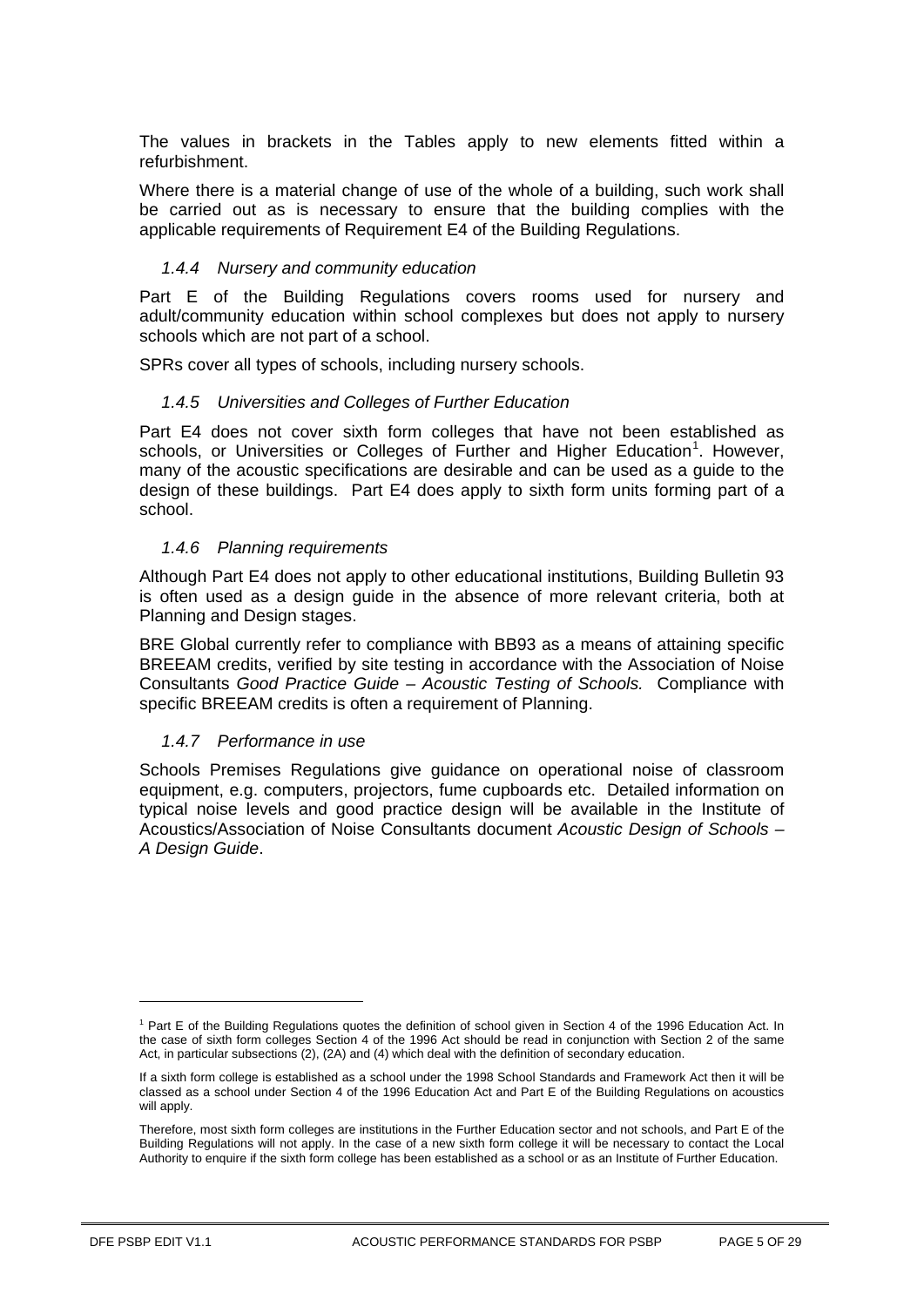The values in brackets in the Tables apply to new elements fitted within a refurbishment.

Where there is a material change of use of the whole of a building, such work shall be carried out as is necessary to ensure that the building complies with the applicable requirements of Requirement E4 of the Building Regulations.

### *1.4.4 Nursery and community education*

Part E of the Building Regulations covers rooms used for nursery and adult/community education within school complexes but does not apply to nursery schools which are not part of a school.

SPRs cover all types of schools, including nursery schools.

### *1.4.5 Universities and Colleges of Further Education*

Part E4 does not cover sixth form colleges that have not been established as schools, or Universities or Colleges of Further and Higher Education[1]. However, many of the acoustic specifications are desirable and can be used as a guide to the design of these buildings. Part E4 does apply to sixth form units forming part of a school.

### *1.4.6 Planning requirements*

Although Part E4 does not apply to other educational institutions, Building Bulletin 93 is often used as a design guide in the absence of more relevant criteria, both at Planning and Design stages.

BRE Global currently refer to compliance with BB93 as a means of attaining specific BREEAM credits, verified by site testing in accordance with the Association of Noise Consultants *Good Practice Guide – Acoustic Testing of Schools.* Compliance with specific BREEAM credits is often a requirement of Planning.

### *1.4.7 Performance in use*

Schools Premises Regulations give guidance on operational noise of classroom equipment, e.g. computers, projectors, fume cupboards etc. Detailed information on typical noise levels and good practice design will be available in the Institute of Acoustics/Association of Noise Consultants document *Acoustic Design of Schools – A Design Guide*.

---

[1] Part E of the Building Regulations quotes the definition of school given in Section 4 of the 1996 Education Act. In the case of sixth form colleges Section 4 of the 1996 Act should be read in conjunction with Section 2 of the same Act, in particular subsections (2), (2A) and (4) which deal with the definition of secondary education.

If a sixth form college is established as a school under the 1998 School Standards and Framework Act then it will be classed as a school under Section 4 of the 1996 Education Act and Part E of the Building Regulations on acoustics will apply.

Therefore, most sixth form colleges are institutions in the Further Education sector and not schools, and Part E of the Building Regulations will not apply. In the case of a new sixth form college it will be necessary to contact the Local Authority to enquire if the sixth form college has been established as a school or as an Institute of Further Education.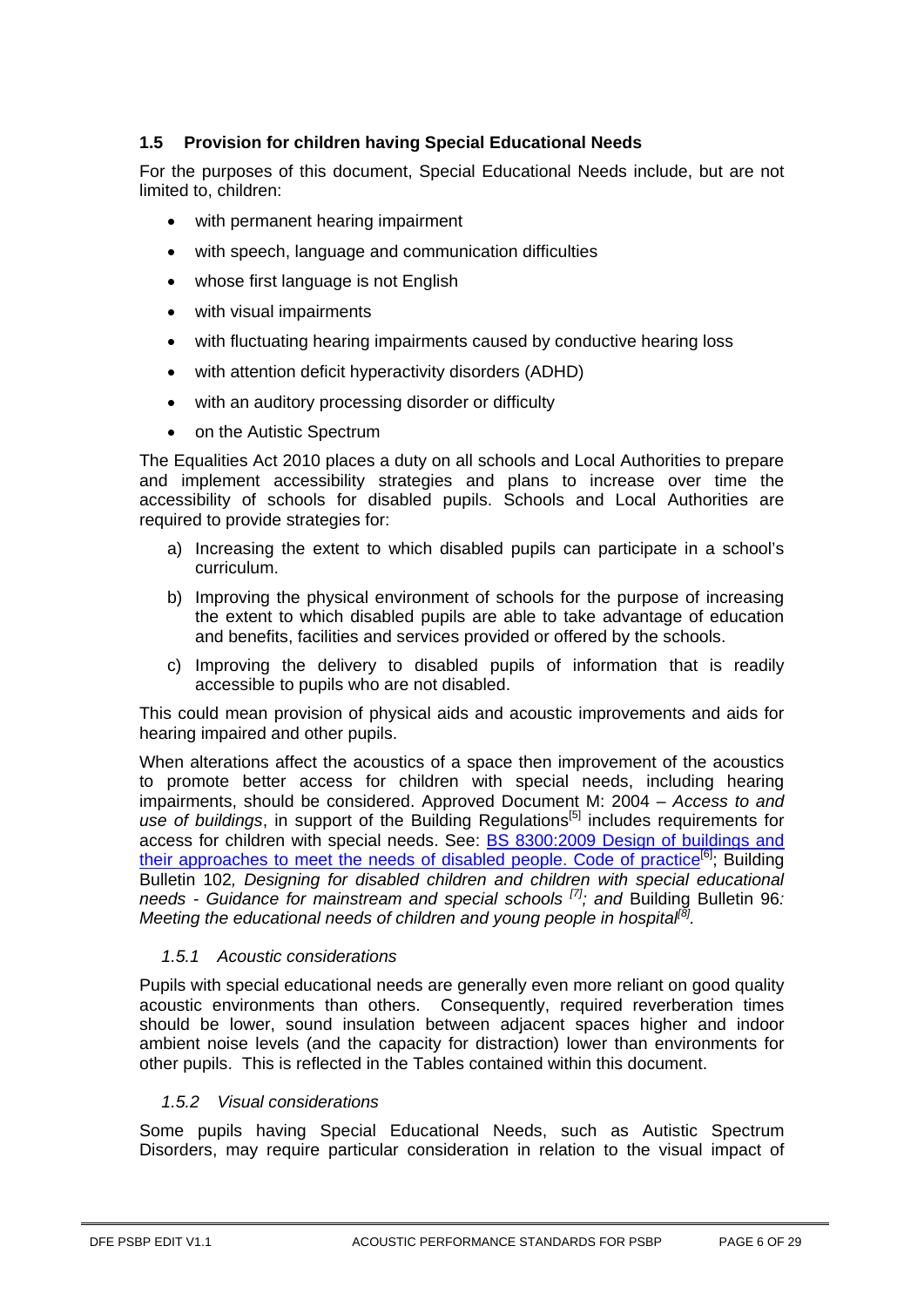## 1.5 Provision for children having Special Educational Needs

For the purposes of this document, Special Educational Needs include, but are not limited to, children:

- with permanent hearing impairment
- with speech, language and communication difficulties
- whose first language is not English
- with visual impairments
- with fluctuating hearing impairments caused by conductive hearing loss
- with attention deficit hyperactivity disorders (ADHD)
- with an auditory processing disorder or difficulty
- on the Autistic Spectrum

The Equalities Act 2010 places a duty on all schools and Local Authorities to prepare and implement accessibility strategies and plans to increase over time the accessibility of schools for disabled pupils. Schools and Local Authorities are required to provide strategies for:

a) Increasing the extent to which disabled pupils can participate in a school's curriculum.

b) Improving the physical environment of schools for the purpose of increasing the extent to which disabled pupils are able to take advantage of education and benefits, facilities and services provided or offered by the schools.

c) Improving the delivery to disabled pupils of information that is readily accessible to pupils who are not disabled.

This could mean provision of physical aids and acoustic improvements and aids for hearing impaired and other pupils.

When alterations affect the acoustics of a space then improvement of the acoustics to promote better access for children with special needs, including hearing impairments, should be considered. Approved Document M: 2004 – *Access to and use of buildings*, in support of the Building Regulations[5] includes requirements for access for children with special needs. See: BS 8300:2009 Design of buildings and their approaches to meet the needs of disabled people. Code of practice[6]; Building Bulletin 102*, Designing for disabled children and children with special educational needs - Guidance for mainstream and special schools* [7]*; and* Building Bulletin 96*: Meeting the educational needs of children and young people in hospital*[8]*.*

### *1.5.1 Acoustic considerations*

Pupils with special educational needs are generally even more reliant on good quality acoustic environments than others. Consequently, required reverberation times should be lower, sound insulation between adjacent spaces higher and indoor ambient noise levels (and the capacity for distraction) lower than environments for other pupils. This is reflected in the Tables contained within this document.

### *1.5.2 Visual considerations*

Some pupils having Special Educational Needs, such as Autistic Spectrum Disorders, may require particular consideration in relation to the visual impact of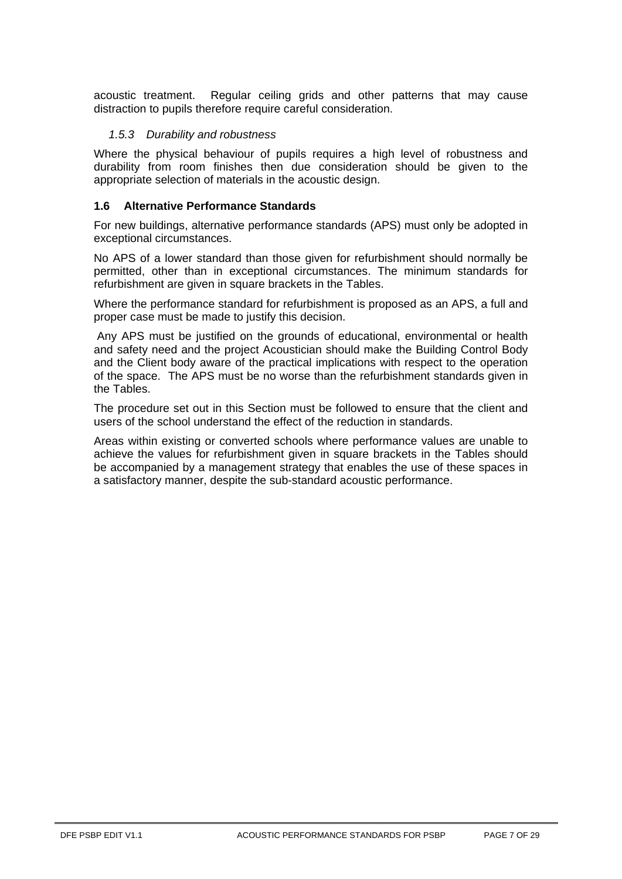acoustic treatment. Regular ceiling grids and other patterns that may cause distraction to pupils therefore require careful consideration.

#### *1.5.3 Durability and robustness*

Where the physical behaviour of pupils requires a high level of robustness and durability from room finishes then due consideration should be given to the appropriate selection of materials in the acoustic design.

### 1.6 Alternative Performance Standards

For new buildings, alternative performance standards (APS) must only be adopted in exceptional circumstances.

No APS of a lower standard than those given for refurbishment should normally be permitted, other than in exceptional circumstances. The minimum standards for refurbishment are given in square brackets in the Tables.

Where the performance standard for refurbishment is proposed as an APS, a full and proper case must be made to justify this decision.

Any APS must be justified on the grounds of educational, environmental or health and safety need and the project Acoustician should make the Building Control Body and the Client body aware of the practical implications with respect to the operation of the space. The APS must be no worse than the refurbishment standards given in the Tables.

The procedure set out in this Section must be followed to ensure that the client and users of the school understand the effect of the reduction in standards.

Areas within existing or converted schools where performance values are unable to achieve the values for refurbishment given in square brackets in the Tables should be accompanied by a management strategy that enables the use of these spaces in a satisfactory manner, despite the sub-standard acoustic performance.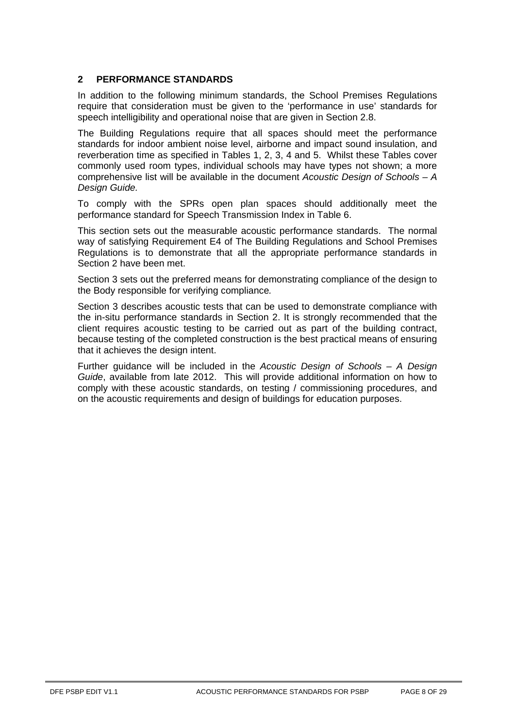## 2 PERFORMANCE STANDARDS

In addition to the following minimum standards, the School Premises Regulations require that consideration must be given to the 'performance in use' standards for speech intelligibility and operational noise that are given in Section 2.8.

The Building Regulations require that all spaces should meet the performance standards for indoor ambient noise level, airborne and impact sound insulation, and reverberation time as specified in Tables 1, 2, 3, 4 and 5. Whilst these Tables cover commonly used room types, individual schools may have types not shown; a more comprehensive list will be available in the document *Acoustic Design of Schools – A Design Guide.*

To comply with the SPRs open plan spaces should additionally meet the performance standard for Speech Transmission Index in Table 6.

This section sets out the measurable acoustic performance standards. The normal way of satisfying Requirement E4 of The Building Regulations and School Premises Regulations is to demonstrate that all the appropriate performance standards in Section 2 have been met.

Section 3 sets out the preferred means for demonstrating compliance of the design to the Body responsible for verifying compliance*.*

Section 3 describes acoustic tests that can be used to demonstrate compliance with the in-situ performance standards in Section 2. It is strongly recommended that the client requires acoustic testing to be carried out as part of the building contract, because testing of the completed construction is the best practical means of ensuring that it achieves the design intent.

Further guidance will be included in the *Acoustic Design of Schools – A Design Guide*, available from late 2012. This will provide additional information on how to comply with these acoustic standards, on testing / commissioning procedures, and on the acoustic requirements and design of buildings for education purposes.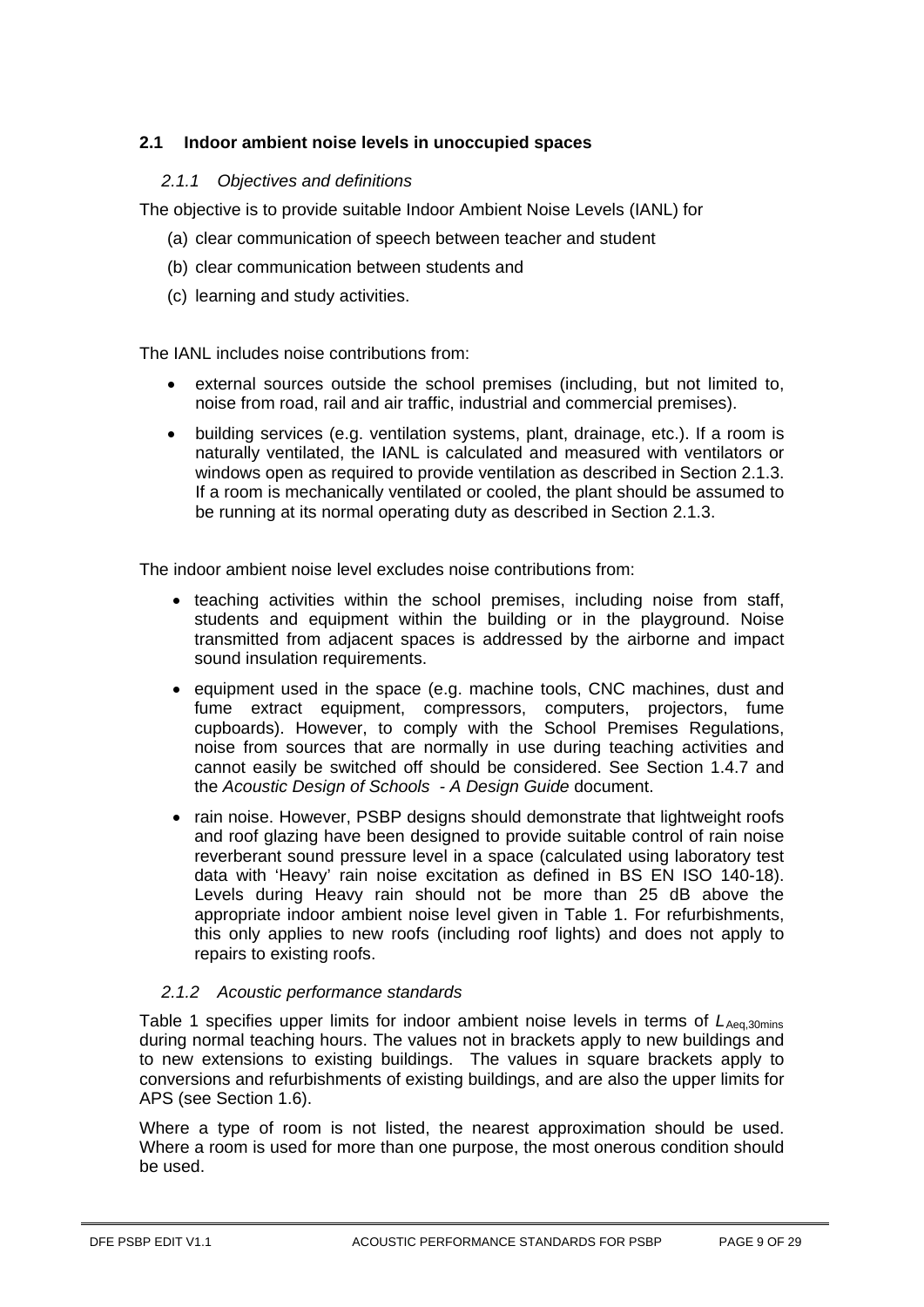## 2.1 Indoor ambient noise levels in unoccupied spaces

### *2.1.1 Objectives and definitions*

The objective is to provide suitable Indoor Ambient Noise Levels (IANL) for

(a) clear communication of speech between teacher and student

(b) clear communication between students and

(c) learning and study activities.

The IANL includes noise contributions from:

- external sources outside the school premises (including, but not limited to, noise from road, rail and air traffic, industrial and commercial premises).
- building services (e.g. ventilation systems, plant, drainage, etc.). If a room is naturally ventilated, the IANL is calculated and measured with ventilators or windows open as required to provide ventilation as described in Section 2.1.3. If a room is mechanically ventilated or cooled, the plant should be assumed to be running at its normal operating duty as described in Section 2.1.3.

The indoor ambient noise level excludes noise contributions from:

- teaching activities within the school premises, including noise from staff, students and equipment within the building or in the playground. Noise transmitted from adjacent spaces is addressed by the airborne and impact sound insulation requirements.
- equipment used in the space (e.g. machine tools, CNC machines, dust and fume extract equipment, compressors, computers, projectors, fume cupboards). However, to comply with the School Premises Regulations, noise from sources that are normally in use during teaching activities and cannot easily be switched off should be considered. See Section 1.4.7 and the *Acoustic Design of Schools - A Design Guide* document.
- rain noise. However, PSBP designs should demonstrate that lightweight roofs and roof glazing have been designed to provide suitable control of rain noise reverberant sound pressure level in a space (calculated using laboratory test data with 'Heavy' rain noise excitation as defined in BS EN ISO 140-18). Levels during Heavy rain should not be more than 25 dB above the appropriate indoor ambient noise level given in Table 1. For refurbishments, this only applies to new roofs (including roof lights) and does not apply to repairs to existing roofs.

### *2.1.2 Acoustic performance standards*

Table 1 specifies upper limits for indoor ambient noise levels in terms of $L_{Aeq,30mins}$ during normal teaching hours. The values not in brackets apply to new buildings and to new extensions to existing buildings. The values in square brackets apply to conversions and refurbishments of existing buildings, and are also the upper limits for APS (see Section 1.6).

Where a type of room is not listed, the nearest approximation should be used. Where a room is used for more than one purpose, the most onerous condition should be used.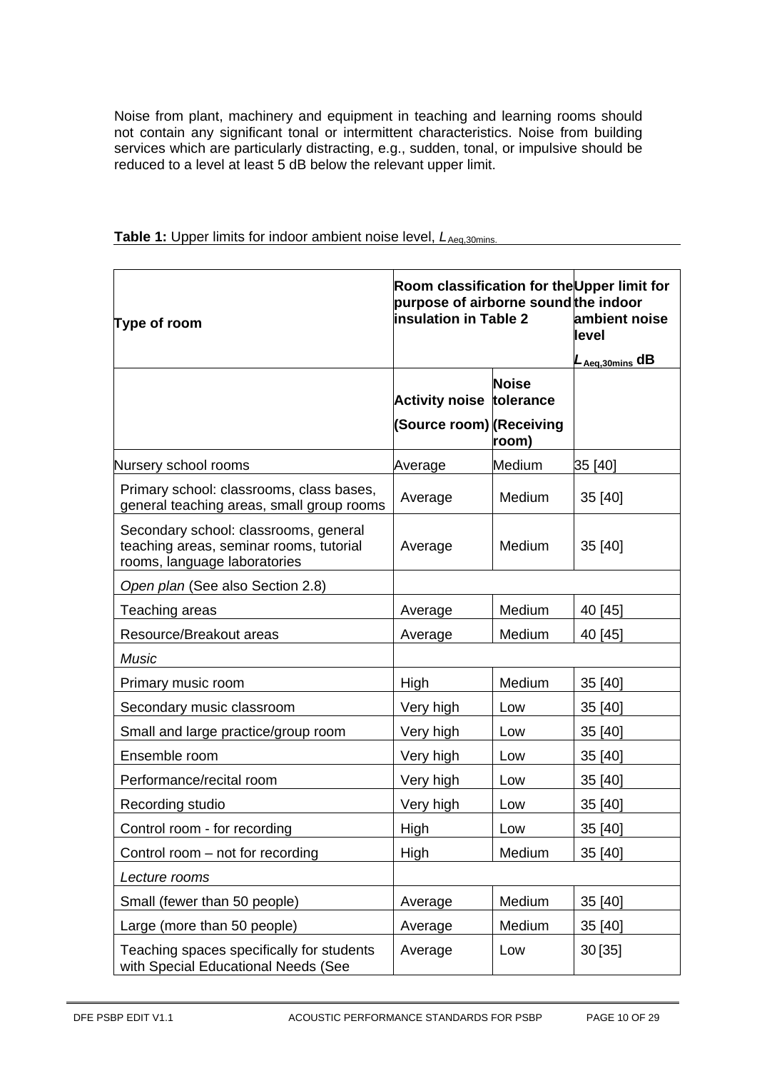Noise from plant, machinery and equipment in teaching and learning rooms should not contain any significant tonal or intermittent characteristics. Noise from building services which are particularly distracting, e.g., sudden, tonal, or impulsive should be reduced to a level at least 5 dB below the relevant upper limit.

**Table 1:** Upper limits for indoor ambient noise level, $L_{Aeq,30mins.}$

| **Type of room** | **Room classification for the purpose of airborne sound insulation in Table 2** | | **Upper limit for the indoor ambient noise level $L_{Aeq,30mins}$ dB** |
|---|---|---|---|
| | **Activity noise (Source room)** | **Noise tolerance (Receiving room)** | |
| Nursery school rooms | Average | Medium | 35 [40] |
| Primary school: classrooms, class bases, general teaching areas, small group rooms | Average | Medium | 35 [40] |
| Secondary school: classrooms, general teaching areas, seminar rooms, tutorial rooms, language laboratories | Average | Medium | 35 [40] |
| *Open plan* (See also Section 2.8) | | | |
| Teaching areas | Average | Medium | 40 [45] |
| Resource/Breakout areas | Average | Medium | 40 [45] |
| *Music* | | | |
| Primary music room | High | Medium | 35 [40] |
| Secondary music classroom | Very high | Low | 35 [40] |
| Small and large practice/group room | Very high | Low | 35 [40] |
| Ensemble room | Very high | Low | 35 [40] |
| Performance/recital room | Very high | Low | 35 [40] |
| Recording studio | Very high | Low | 35 [40] |
| Control room - for recording | High | Low | 35 [40] |
| Control room – not for recording | High | Medium | 35 [40] |
| *Lecture rooms* | | | |
| Small (fewer than 50 people) | Average | Medium | 35 [40] |
| Large (more than 50 people) | Average | Medium | 35 [40] |
| Teaching spaces specifically for students with Special Educational Needs (See | Average | Low | 30 [35] |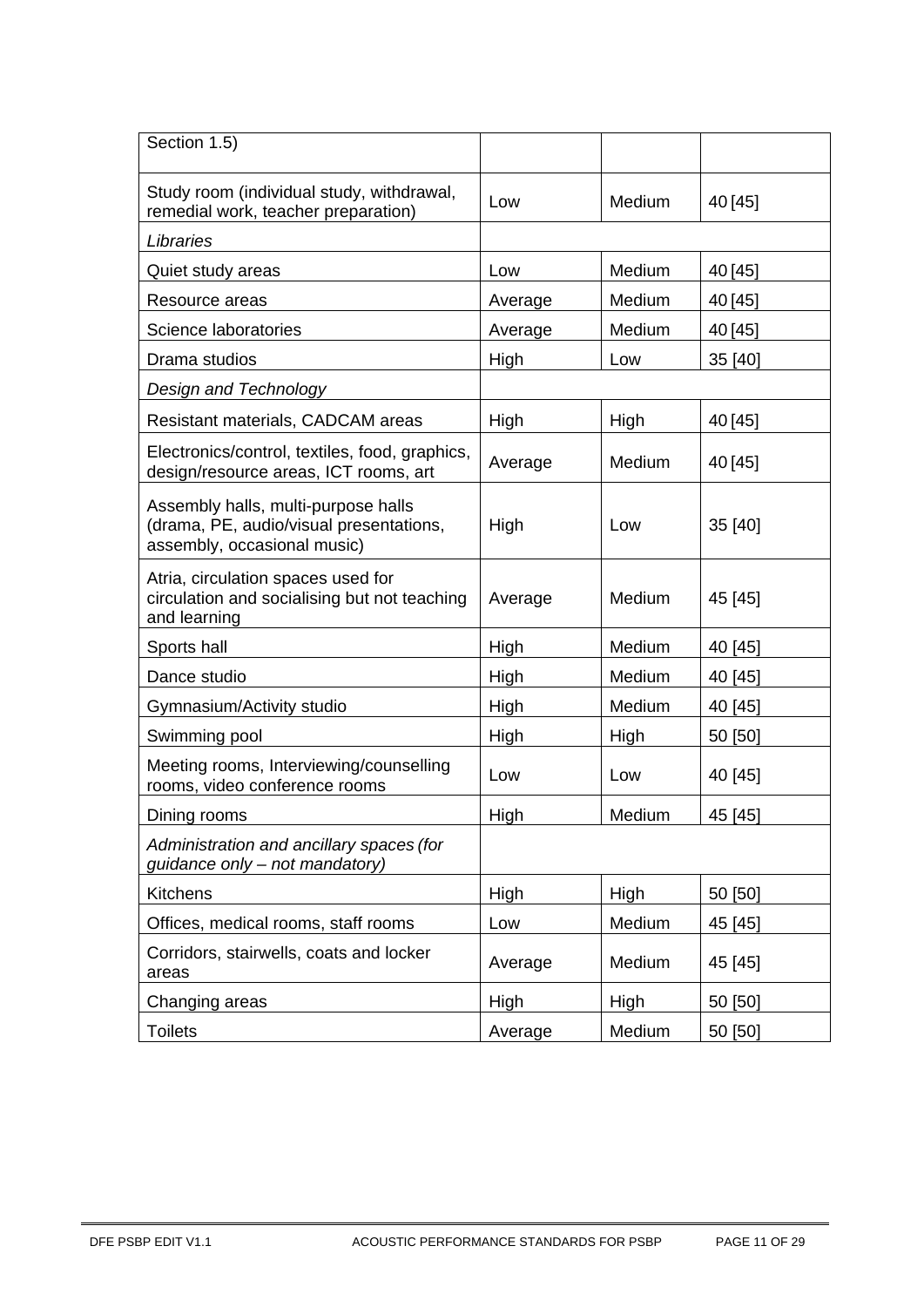| | | | |
|---|---|---|---|
| Section 1.5) | | | |
| Study room (individual study, withdrawal, remedial work, teacher preparation) | Low | Medium | 40 [45] |
| *Libraries* | | | |
| Quiet study areas | Low | Medium | 40 [45] |
| Resource areas | Average | Medium | 40 [45] |
| Science laboratories | Average | Medium | 40 [45] |
| Drama studios | High | Low | 35 [40] |
| *Design and Technology* | | | |
| Resistant materials, CADCAM areas | High | High | 40 [45] |
| Electronics/control, textiles, food, graphics, design/resource areas, ICT rooms, art | Average | Medium | 40 [45] |
| Assembly halls, multi-purpose halls (drama, PE, audio/visual presentations, assembly, occasional music) | High | Low | 35 [40] |
| Atria, circulation spaces used for circulation and socialising but not teaching and learning | Average | Medium | 45 [45] |
| Sports hall | High | Medium | 40 [45] |
| Dance studio | High | Medium | 40 [45] |
| Gymnasium/Activity studio | High | Medium | 40 [45] |
| Swimming pool | High | High | 50 [50] |
| Meeting rooms, Interviewing/counselling rooms, video conference rooms | Low | Low | 40 [45] |
| Dining rooms | High | Medium | 45 [45] |
| *Administration and ancillary spaces (for guidance only – not mandatory)* | | | |
| Kitchens | High | High | 50 [50] |
| Offices, medical rooms, staff rooms | Low | Medium | 45 [45] |
| Corridors, stairwells, coats and locker areas | Average | Medium | 45 [45] |
| Changing areas | High | High | 50 [50] |
| Toilets | Average | Medium | 50 [50] |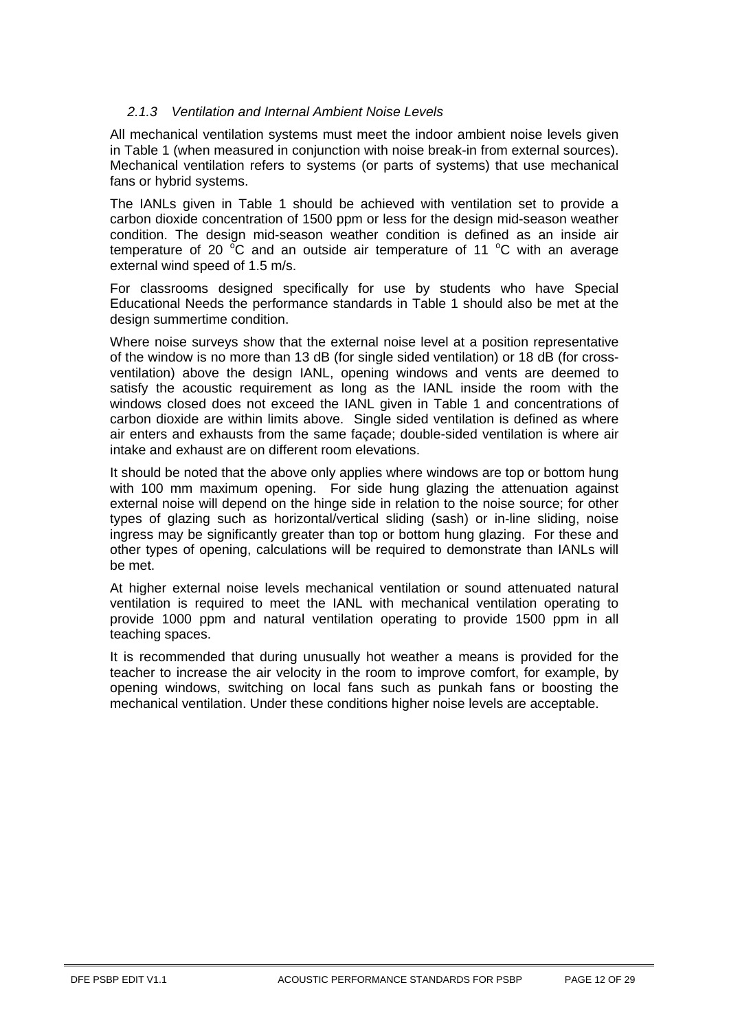### *2.1.3 Ventilation and Internal Ambient Noise Levels*

All mechanical ventilation systems must meet the indoor ambient noise levels given in Table 1 (when measured in conjunction with noise break-in from external sources). Mechanical ventilation refers to systems (or parts of systems) that use mechanical fans or hybrid systems.

The IANLs given in Table 1 should be achieved with ventilation set to provide a carbon dioxide concentration of 1500 ppm or less for the design mid-season weather condition. The design mid-season weather condition is defined as an inside air temperature of 20 $^{o}$C and an outside air temperature of 11 $^{o}$C with an average external wind speed of 1.5 m/s.

For classrooms designed specifically for use by students who have Special Educational Needs the performance standards in Table 1 should also be met at the design summertime condition.

Where noise surveys show that the external noise level at a position representative of the window is no more than 13 dB (for single sided ventilation) or 18 dB (for cross-ventilation) above the design IANL, opening windows and vents are deemed to satisfy the acoustic requirement as long as the IANL inside the room with the windows closed does not exceed the IANL given in Table 1 and concentrations of carbon dioxide are within limits above. Single sided ventilation is defined as where air enters and exhausts from the same façade; double-sided ventilation is where air intake and exhaust are on different room elevations.

It should be noted that the above only applies where windows are top or bottom hung with 100 mm maximum opening. For side hung glazing the attenuation against external noise will depend on the hinge side in relation to the noise source; for other types of glazing such as horizontal/vertical sliding (sash) or in-line sliding, noise ingress may be significantly greater than top or bottom hung glazing. For these and other types of opening, calculations will be required to demonstrate than IANLs will be met.

At higher external noise levels mechanical ventilation or sound attenuated natural ventilation is required to meet the IANL with mechanical ventilation operating to provide 1000 ppm and natural ventilation operating to provide 1500 ppm in all teaching spaces.

It is recommended that during unusually hot weather a means is provided for the teacher to increase the air velocity in the room to improve comfort, for example, by opening windows, switching on local fans such as punkah fans or boosting the mechanical ventilation. Under these conditions higher noise levels are acceptable.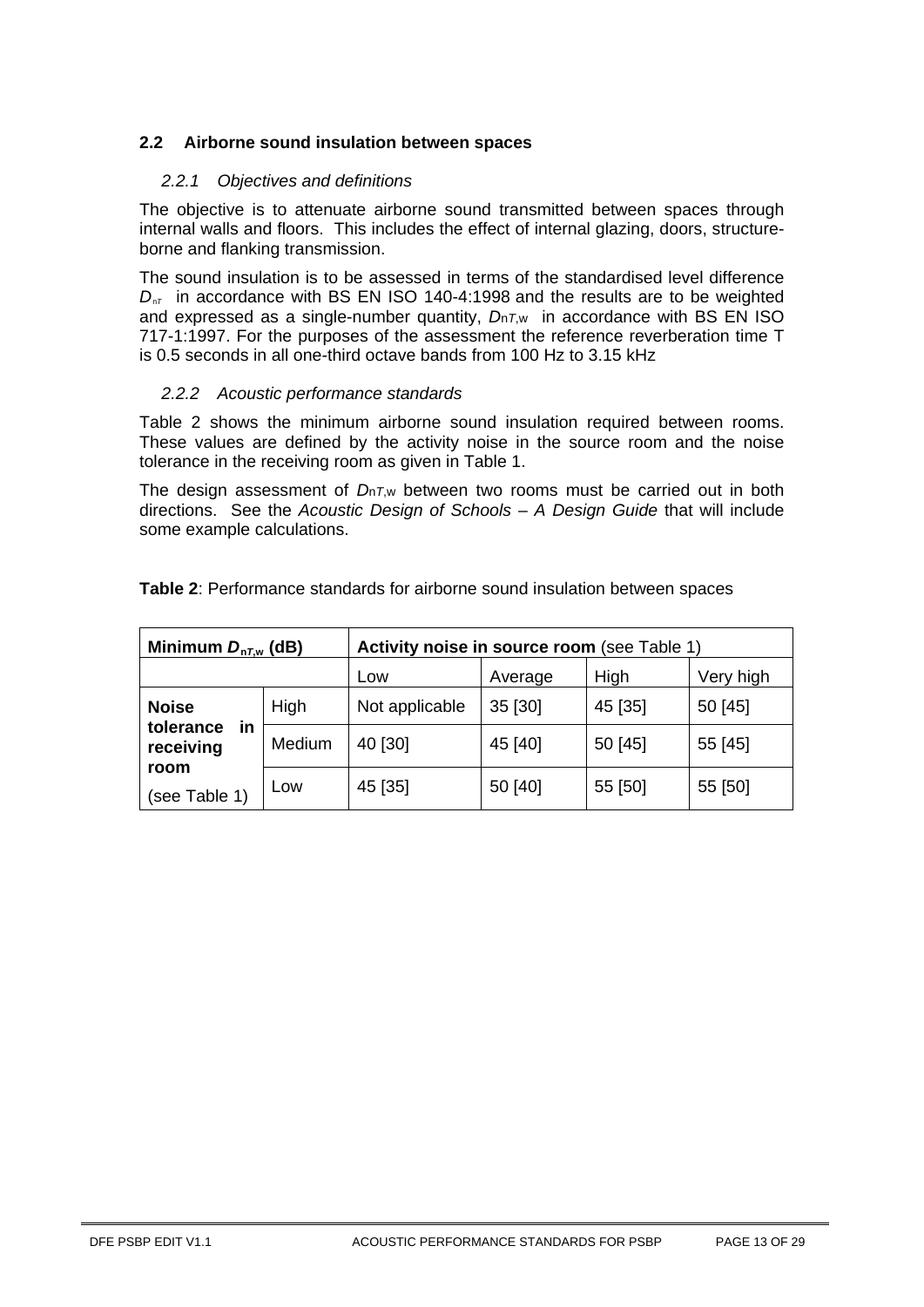## 2.2 Airborne sound insulation between spaces

### *2.2.1 Objectives and definitions*

The objective is to attenuate airborne sound transmitted between spaces through internal walls and floors. This includes the effect of internal glazing, doors, structure-borne and flanking transmission.

The sound insulation is to be assessed in terms of the standardised level difference $D_{nT}$ in accordance with BS EN ISO 140-4:1998 and the results are to be weighted and expressed as a single-number quantity, $D_{nT,w}$ in accordance with BS EN ISO 717-1:1997. For the purposes of the assessment the reference reverberation time T is 0.5 seconds in all one-third octave bands from 100 Hz to 3.15 kHz

### *2.2.2 Acoustic performance standards*

Table 2 shows the minimum airborne sound insulation required between rooms. These values are defined by the activity noise in the source room and the noise tolerance in the receiving room as given in Table 1.

The design assessment of $D_{nT,w}$ between two rooms must be carried out in both directions. See the *Acoustic Design of Schools – A Design Guide* that will include some example calculations.

**Table 2**: Performance standards for airborne sound insulation between spaces

| **Minimum $D_{nT,w}$ (dB)** | | **Activity noise in source room** (see Table 1) | | | |
|---|---|---|---|---|---|
| | | Low | Average | High | Very high |
| **Noise tolerance in receiving room** (see Table 1) | High | Not applicable | 35 [30] | 45 [35] | 50 [45] |
| | Medium | 40 [30] | 45 [40] | 50 [45] | 55 [45] |
| | Low | 45 [35] | 50 [40] | 55 [50] | 55 [50] |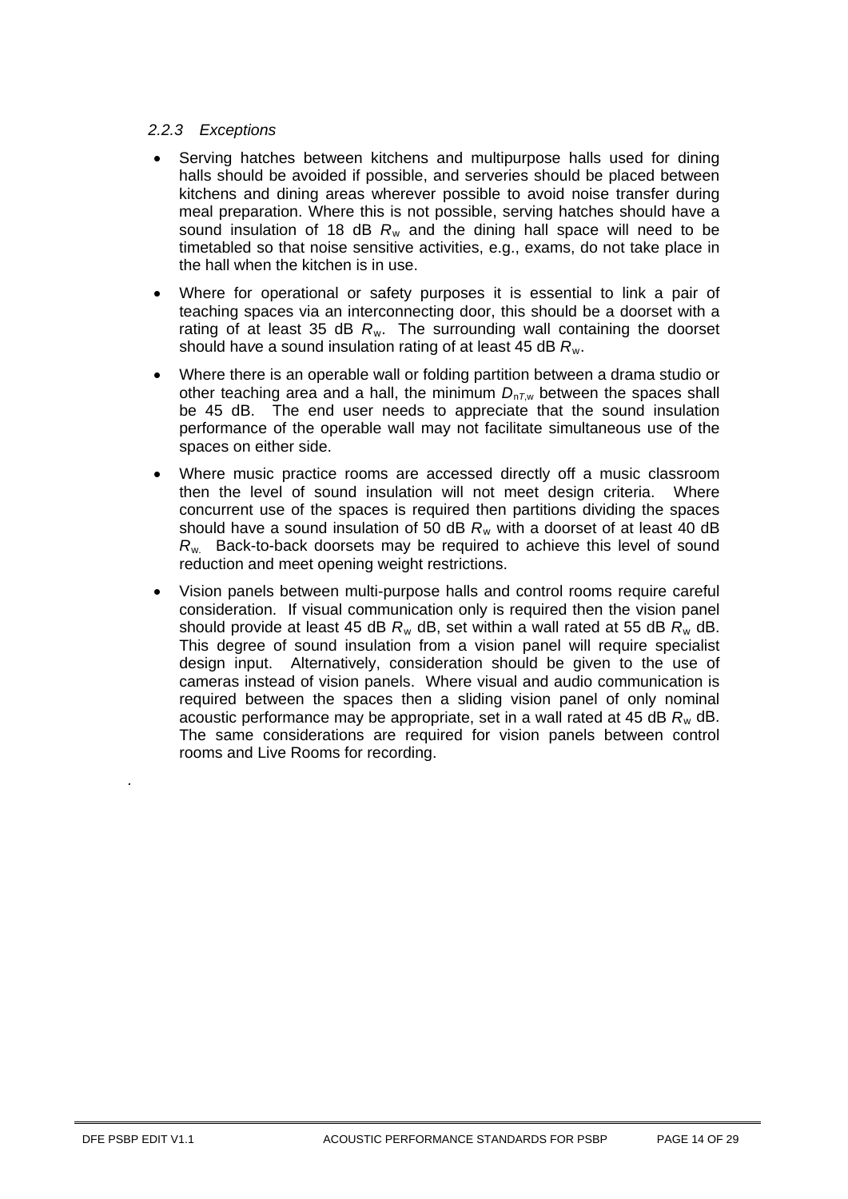### *2.2.3 Exceptions*

- Serving hatches between kitchens and multipurpose halls used for dining halls should be avoided if possible, and serveries should be placed between kitchens and dining areas wherever possible to avoid noise transfer during meal preparation. Where this is not possible, serving hatches should have a sound insulation of 18 dB $R_w$ and the dining hall space will need to be timetabled so that noise sensitive activities, e.g., exams, do not take place in the hall when the kitchen is in use.

- Where for operational or safety purposes it is essential to link a pair of teaching spaces via an interconnecting door, this should be a doorset with a rating of at least 35 dB $R_w$. The surrounding wall containing the doorset should have a sound insulation rating of at least 45 dB $R_w$.

- Where there is an operable wall or folding partition between a drama studio or other teaching area and a hall, the minimum $D_{nT,w}$ between the spaces shall be 45 dB. The end user needs to appreciate that the sound insulation performance of the operable wall may not facilitate simultaneous use of the spaces on either side.

- Where music practice rooms are accessed directly off a music classroom then the level of sound insulation will not meet design criteria. Where concurrent use of the spaces is required then partitions dividing the spaces should have a sound insulation of 50 dB $R_w$ with a doorset of at least 40 dB $R_w$. Back-to-back doorsets may be required to achieve this level of sound reduction and meet opening weight restrictions.

- Vision panels between multi-purpose halls and control rooms require careful consideration. If visual communication only is required then the vision panel should provide at least 45 dB $R_w$ dB, set within a wall rated at 55 dB $R_w$ dB. This degree of sound insulation from a vision panel will require specialist design input. Alternatively, consideration should be given to the use of cameras instead of vision panels. Where visual and audio communication is required between the spaces then a sliding vision panel of only nominal acoustic performance may be appropriate, set in a wall rated at 45 dB $R_w$ dB. The same considerations are required for vision panels between control rooms and Live Rooms for recording.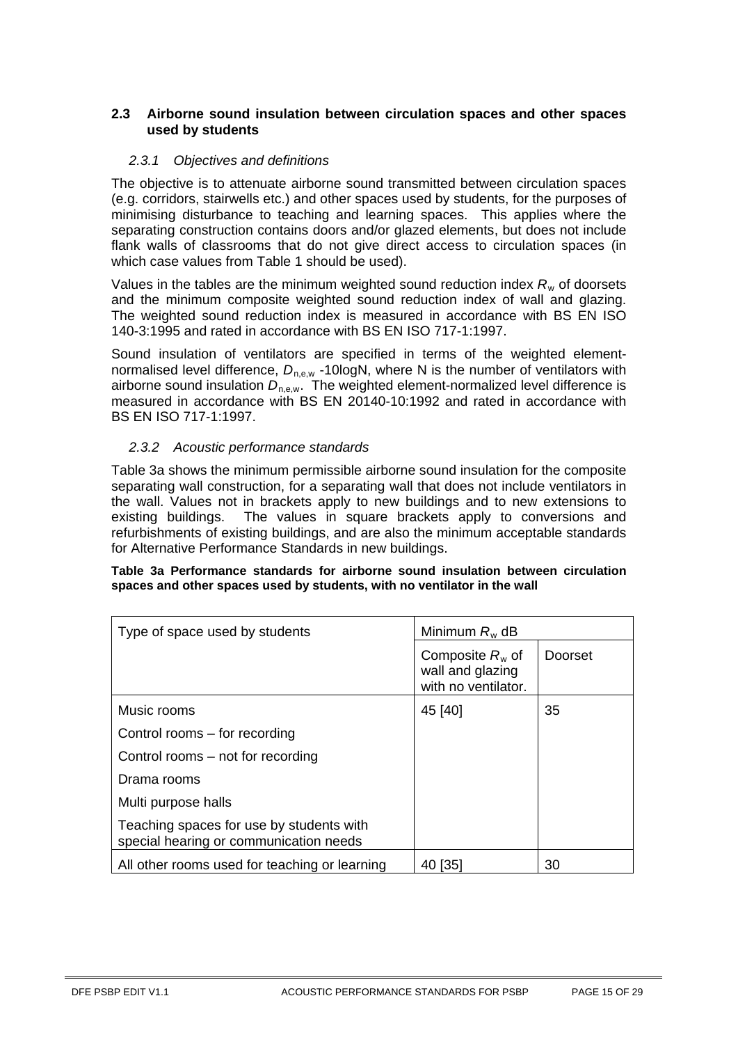## 2.3 Airborne sound insulation between circulation spaces and other spaces used by students

### *2.3.1 Objectives and definitions*

The objective is to attenuate airborne sound transmitted between circulation spaces (e.g. corridors, stairwells etc.) and other spaces used by students, for the purposes of minimising disturbance to teaching and learning spaces. This applies where the separating construction contains doors and/or glazed elements, but does not include flank walls of classrooms that do not give direct access to circulation spaces (in which case values from Table 1 should be used).

Values in the tables are the minimum weighted sound reduction index $R_w$ of doorsets and the minimum composite weighted sound reduction index of wall and glazing. The weighted sound reduction index is measured in accordance with BS EN ISO 140-3:1995 and rated in accordance with BS EN ISO 717-1:1997.

Sound insulation of ventilators are specified in terms of the weighted element-normalised level difference, $D_{n,e,w}$ -10logN, where N is the number of ventilators with airborne sound insulation $D_{n,e,w}$. The weighted element-normalized level difference is measured in accordance with BS EN 20140-10:1992 and rated in accordance with BS EN ISO 717-1:1997.

### *2.3.2 Acoustic performance standards*

Table 3a shows the minimum permissible airborne sound insulation for the composite separating wall construction, for a separating wall that does not include ventilators in the wall. Values not in brackets apply to new buildings and to new extensions to existing buildings. The values in square brackets apply to conversions and refurbishments of existing buildings, and are also the minimum acceptable standards for Alternative Performance Standards in new buildings.

**Table 3a Performance standards for airborne sound insulation between circulation spaces and other spaces used by students, with no ventilator in the wall**

| Type of space used by students | Minimum $R_w$ dB | |
|---|---|---|
| | Composite $R_w$ of wall and glazing with no ventilator. | Doorset |
| Music rooms<br>Control rooms – for recording<br>Control rooms – not for recording<br>Drama rooms<br>Multi purpose halls<br>Teaching spaces for use by students with special hearing or communication needs | 45 [40] | 35 |
| All other rooms used for teaching or learning | 40 [35] | 30 |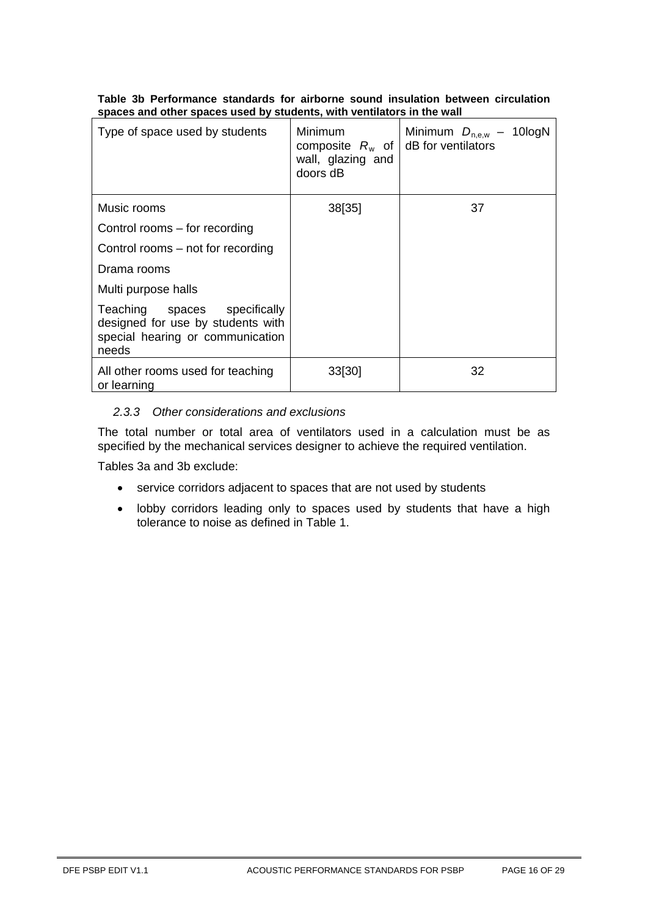**Table 3b Performance standards for airborne sound insulation between circulation spaces and other spaces used by students, with ventilators in the wall**

| Type of space used by students | Minimum composite $R_w$ of wall, glazing and doors dB | Minimum $D_{n,e,w}$ – 10logN dB for ventilators |
|---|---|---|
| Music rooms<br>Control rooms – for recording<br>Control rooms – not for recording<br>Drama rooms<br>Multi purpose halls<br>Teaching spaces specifically designed for use by students with special hearing or communication needs | 38[35] | 37 |
| All other rooms used for teaching or learning | 33[30] | 32 |

### 2.3.3 Other considerations and exclusions

The total number or total area of ventilators used in a calculation must be as specified by the mechanical services designer to achieve the required ventilation.

Tables 3a and 3b exclude:

- service corridors adjacent to spaces that are not used by students
- lobby corridors leading only to spaces used by students that have a high tolerance to noise as defined in Table 1.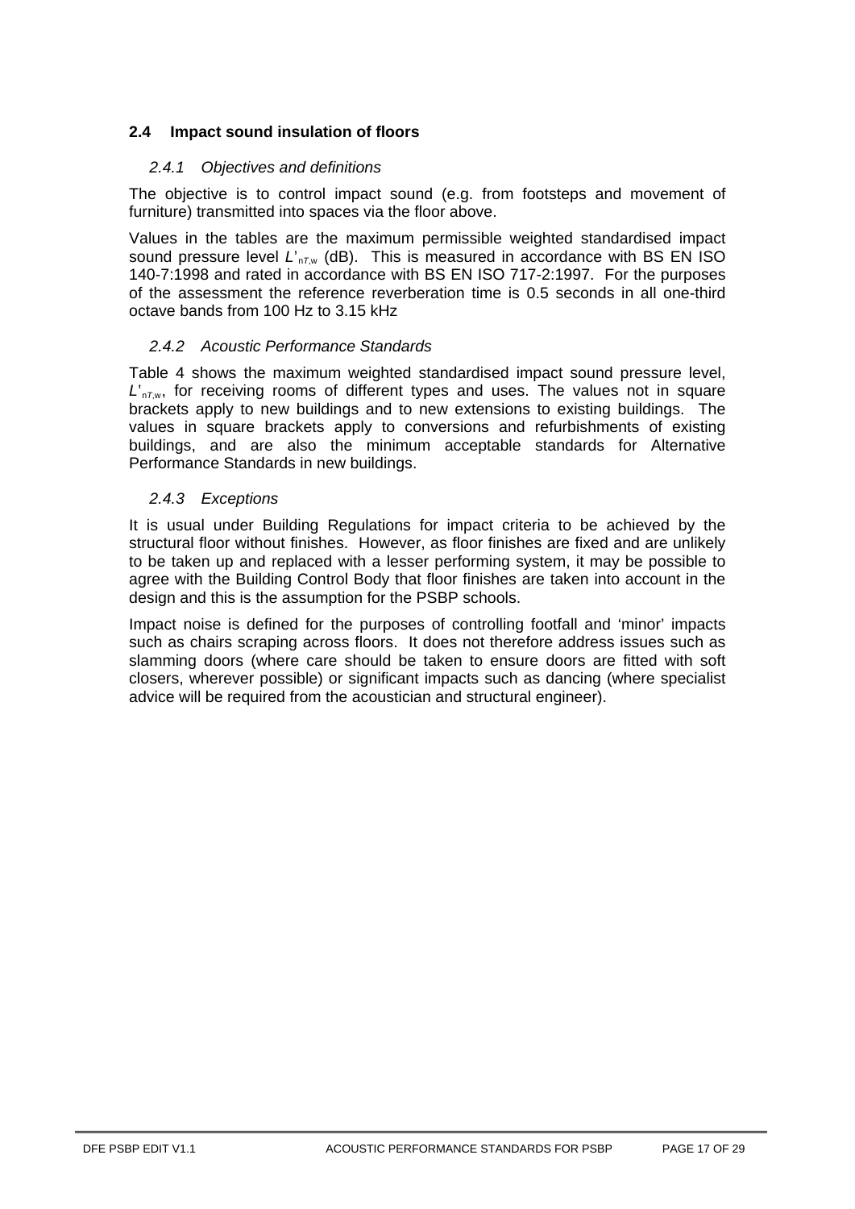## 2.4 Impact sound insulation of floors

### *2.4.1 Objectives and definitions*

The objective is to control impact sound (e.g. from footsteps and movement of furniture) transmitted into spaces via the floor above.

Values in the tables are the maximum permissible weighted standardised impact sound pressure level $L'_{nT,w}$ (dB). This is measured in accordance with BS EN ISO 140-7:1998 and rated in accordance with BS EN ISO 717-2:1997. For the purposes of the assessment the reference reverberation time is 0.5 seconds in all one-third octave bands from 100 Hz to 3.15 kHz

### *2.4.2 Acoustic Performance Standards*

Table 4 shows the maximum weighted standardised impact sound pressure level, $L'_{nT,w}$, for receiving rooms of different types and uses. The values not in square brackets apply to new buildings and to new extensions to existing buildings. The values in square brackets apply to conversions and refurbishments of existing buildings, and are also the minimum acceptable standards for Alternative Performance Standards in new buildings.

### *2.4.3 Exceptions*

It is usual under Building Regulations for impact criteria to be achieved by the structural floor without finishes. However, as floor finishes are fixed and are unlikely to be taken up and replaced with a lesser performing system, it may be possible to agree with the Building Control Body that floor finishes are taken into account in the design and this is the assumption for the PSBP schools.

Impact noise is defined for the purposes of controlling footfall and 'minor' impacts such as chairs scraping across floors. It does not therefore address issues such as slamming doors (where care should be taken to ensure doors are fitted with soft closers, wherever possible) or significant impacts such as dancing (where specialist advice will be required from the acoustician and structural engineer).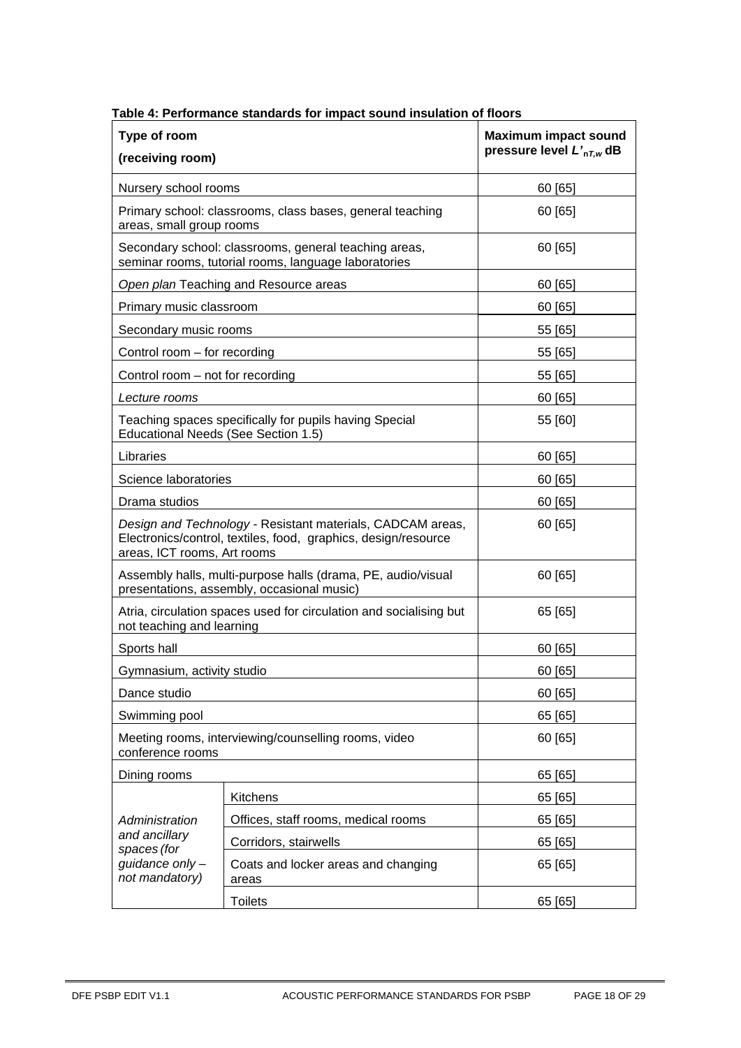**Table 4: Performance standards for impact sound insulation of floors**

| Type of room (receiving room) | | Maximum impact sound pressure level $L'_{nT,w}$ dB |
|---|---|---|
| Nursery school rooms | | 60 [65] |
| Primary school: classrooms, class bases, general teaching areas, small group rooms | | 60 [65] |
| Secondary school: classrooms, general teaching areas, seminar rooms, tutorial rooms, language laboratories | | 60 [65] |
| *Open plan* Teaching and Resource areas | | 60 [65] |
| Primary music classroom | | 60 [65] |
| Secondary music rooms | | 55 [65] |
| Control room – for recording | | 55 [65] |
| Control room – not for recording | | 55 [65] |
| *Lecture rooms* | | 60 [65] |
| Teaching spaces specifically for pupils having Special Educational Needs (See Section 1.5) | | 55 [60] |
| Libraries | | 60 [65] |
| Science laboratories | | 60 [65] |
| Drama studios | | 60 [65] |
| *Design and Technology* - Resistant materials, CADCAM areas, Electronics/control, textiles, food, graphics, design/resource areas, ICT rooms, Art rooms | | 60 [65] |
| Assembly halls, multi-purpose halls (drama, PE, audio/visual presentations, assembly, occasional music) | | 60 [65] |
| Atria, circulation spaces used for circulation and socialising but not teaching and learning | | 65 [65] |
| Sports hall | | 60 [65] |
| Gymnasium, activity studio | | 60 [65] |
| Dance studio | | 60 [65] |
| Swimming pool | | 65 [65] |
| Meeting rooms, interviewing/counselling rooms, video conference rooms | | 60 [65] |
| Dining rooms | | 65 [65] |
| *Administration and ancillary spaces (for guidance only – not mandatory)* | Kitchens | 65 [65] |
| | Offices, staff rooms, medical rooms | 65 [65] |
| | Corridors, stairwells | 65 [65] |
| | Coats and locker areas and changing areas | 65 [65] |
| | Toilets | 65 [65] |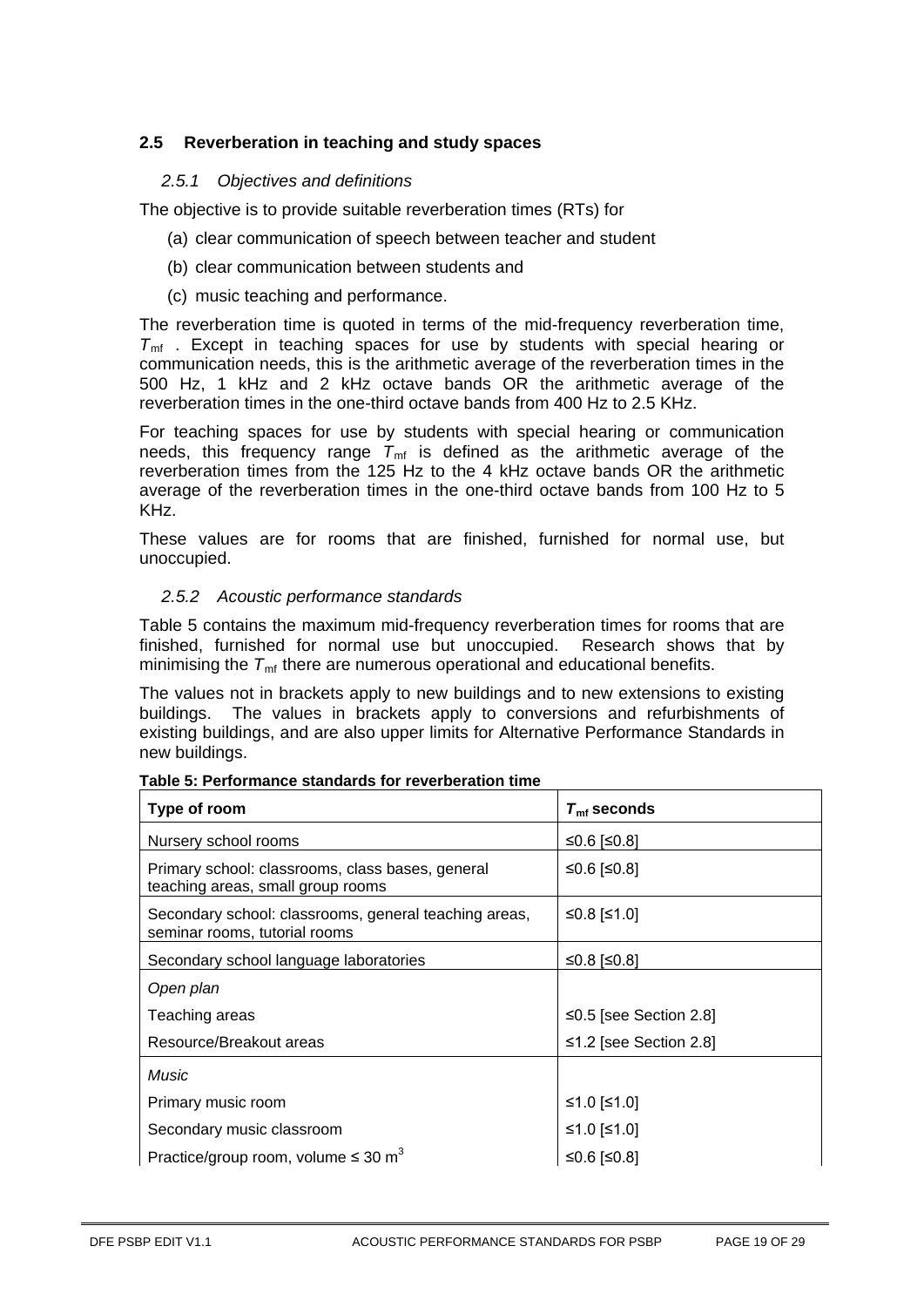## 2.5 Reverberation in teaching and study spaces

### *2.5.1 Objectives and definitions*

The objective is to provide suitable reverberation times (RTs) for

(a) clear communication of speech between teacher and student

(b) clear communication between students and

(c) music teaching and performance.

The reverberation time is quoted in terms of the mid-frequency reverberation time, $T_{mf}$ . Except in teaching spaces for use by students with special hearing or communication needs, this is the arithmetic average of the reverberation times in the 500 Hz, 1 kHz and 2 kHz octave bands OR the arithmetic average of the reverberation times in the one-third octave bands from 400 Hz to 2.5 KHz.

For teaching spaces for use by students with special hearing or communication needs, this frequency range $T_{mf}$ is defined as the arithmetic average of the reverberation times from the 125 Hz to the 4 kHz octave bands OR the arithmetic average of the reverberation times in the one-third octave bands from 100 Hz to 5 KHz.

These values are for rooms that are finished, furnished for normal use, but unoccupied.

### *2.5.2 Acoustic performance standards*

Table 5 contains the maximum mid-frequency reverberation times for rooms that are finished, furnished for normal use but unoccupied. Research shows that by minimising the $T_{mf}$ there are numerous operational and educational benefits.

The values not in brackets apply to new buildings and to new extensions to existing buildings. The values in brackets apply to conversions and refurbishments of existing buildings, and are also upper limits for Alternative Performance Standards in new buildings.

**Table 5: Performance standards for reverberation time**

| Type of room | $T_{mf}$ seconds |
|---|---|
| Nursery school rooms | ≤0.6 [≤0.8] |
| Primary school: classrooms, class bases, general teaching areas, small group rooms | ≤0.6 [≤0.8] |
| Secondary school: classrooms, general teaching areas, seminar rooms, tutorial rooms | ≤0.8 [≤1.0] |
| Secondary school language laboratories | ≤0.8 [≤0.8] |
| *Open plan* | |
| Teaching areas | ≤0.5 [see Section 2.8] |
| Resource/Breakout areas | ≤1.2 [see Section 2.8] |
| *Music* | |
| Primary music room | ≤1.0 [≤1.0] |
| Secondary music classroom | ≤1.0 [≤1.0] |
| Practice/group room, volume ≤ 30 $m^3$ | ≤0.6 [≤0.8] |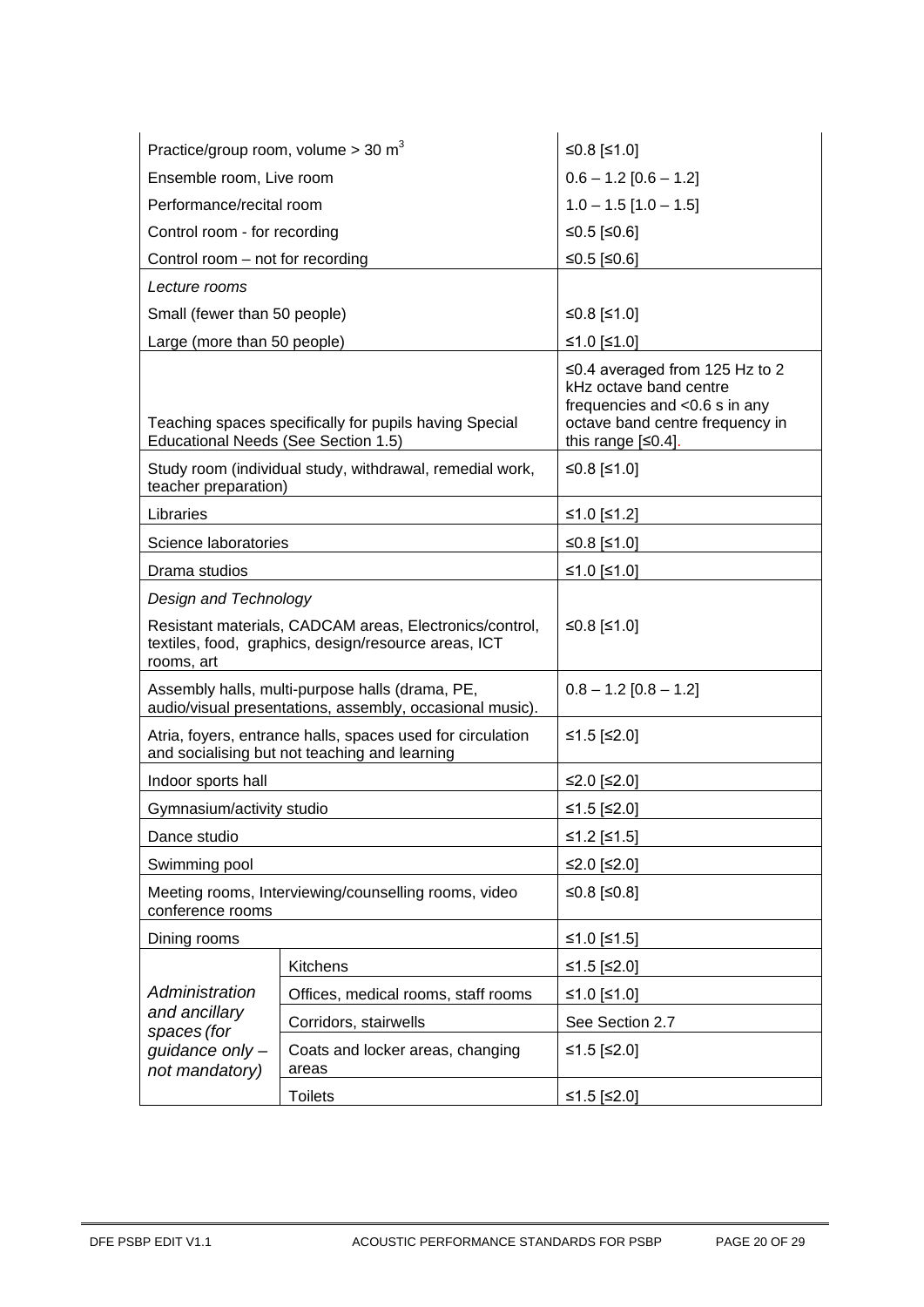| | | |
|---|---|---|
| Practice/group room, volume > 30 m³ | | ≤0.8 [≤1.0] |
| Ensemble room, Live room | | 0.6 – 1.2 [0.6 – 1.2] |
| Performance/recital room | | 1.0 – 1.5 [1.0 – 1.5] |
| Control room - for recording | | ≤0.5 [≤0.6] |
| Control room – not for recording | | ≤0.5 [≤0.6] |
| *Lecture rooms* | | |
| Small (fewer than 50 people) | | ≤0.8 [≤1.0] |
| Large (more than 50 people) | | ≤1.0 [≤1.0] |
| Teaching spaces specifically for pupils having Special Educational Needs (See Section 1.5) | | ≤0.4 averaged from 125 Hz to 2 kHz octave band centre frequencies and <0.6 s in any octave band centre frequency in this range [≤0.4]. |
| Study room (individual study, withdrawal, remedial work, teacher preparation) | | ≤0.8 [≤1.0] |
| Libraries | | ≤1.0 [≤1.2] |
| Science laboratories | | ≤0.8 [≤1.0] |
| Drama studios | | ≤1.0 [≤1.0] |
| *Design and Technology* Resistant materials, CADCAM areas, Electronics/control, textiles, food, graphics, design/resource areas, ICT rooms, art | | ≤0.8 [≤1.0] |
| Assembly halls, multi-purpose halls (drama, PE, audio/visual presentations, assembly, occasional music). | | 0.8 – 1.2 [0.8 – 1.2] |
| Atria, foyers, entrance halls, spaces used for circulation and socialising but not teaching and learning | | ≤1.5 [≤2.0] |
| Indoor sports hall | | ≤2.0 [≤2.0] |
| Gymnasium/activity studio | | ≤1.5 [≤2.0] |
| Dance studio | | ≤1.2 [≤1.5] |
| Swimming pool | | ≤2.0 [≤2.0] |
| Meeting rooms, Interviewing/counselling rooms, video conference rooms | | ≤0.8 [≤0.8] |
| Dining rooms | | ≤1.0 [≤1.5] |
| *Administration and ancillary spaces (for guidance only – not mandatory)* | Kitchens | ≤1.5 [≤2.0] |
| | Offices, medical rooms, staff rooms | ≤1.0 [≤1.0] |
| | Corridors, stairwells | See Section 2.7 |
| | Coats and locker areas, changing areas | ≤1.5 [≤2.0] |
| | Toilets | ≤1.5 [≤2.0] |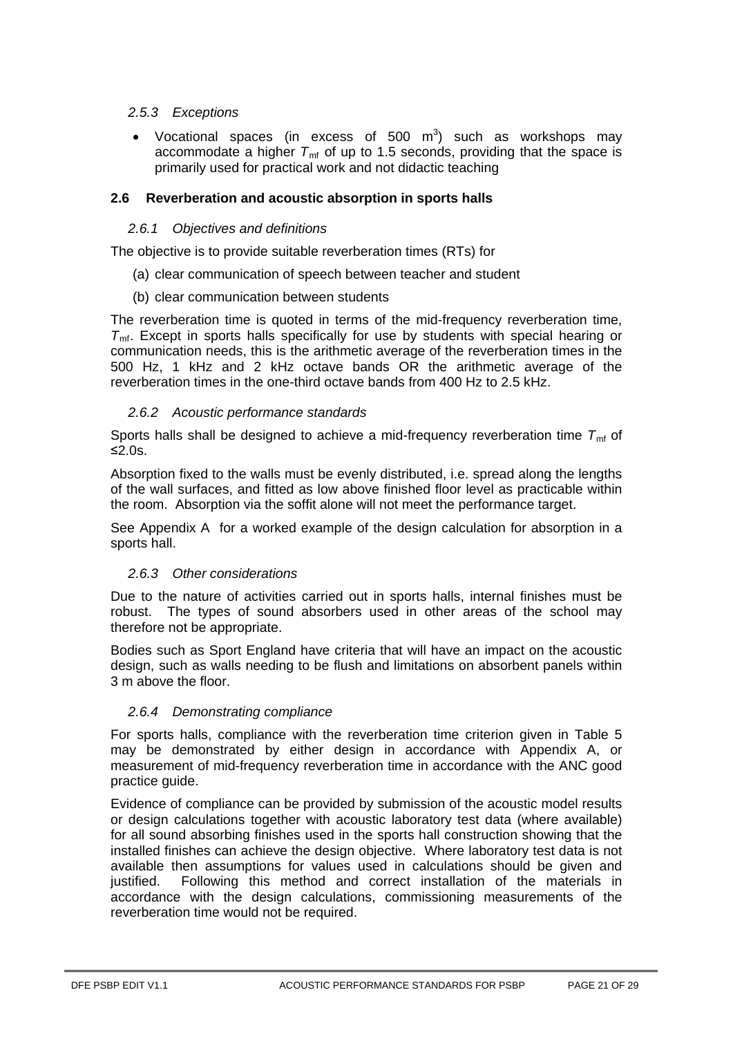#### *2.5.3 Exceptions*

- Vocational spaces (in excess of 500 $m^3$) such as workshops may accommodate a higher $T_{mf}$ of up to 1.5 seconds, providing that the space is primarily used for practical work and not didactic teaching

### 2.6 Reverberation and acoustic absorption in sports halls

#### *2.6.1 Objectives and definitions*

The objective is to provide suitable reverberation times (RTs) for

(a) clear communication of speech between teacher and student

(b) clear communication between students

The reverberation time is quoted in terms of the mid-frequency reverberation time, $T_{mf}$. Except in sports halls specifically for use by students with special hearing or communication needs, this is the arithmetic average of the reverberation times in the 500 Hz, 1 kHz and 2 kHz octave bands OR the arithmetic average of the reverberation times in the one-third octave bands from 400 Hz to 2.5 kHz.

#### *2.6.2 Acoustic performance standards*

Sports halls shall be designed to achieve a mid-frequency reverberation time $T_{mf}$ of ≤2.0s.

Absorption fixed to the walls must be evenly distributed, i.e. spread along the lengths of the wall surfaces, and fitted as low above finished floor level as practicable within the room. Absorption via the soffit alone will not meet the performance target.

See Appendix A for a worked example of the design calculation for absorption in a sports hall.

#### *2.6.3 Other considerations*

Due to the nature of activities carried out in sports halls, internal finishes must be robust. The types of sound absorbers used in other areas of the school may therefore not be appropriate.

Bodies such as Sport England have criteria that will have an impact on the acoustic design, such as walls needing to be flush and limitations on absorbent panels within 3 m above the floor.

#### *2.6.4 Demonstrating compliance*

For sports halls, compliance with the reverberation time criterion given in Table 5 may be demonstrated by either design in accordance with Appendix A, or measurement of mid-frequency reverberation time in accordance with the ANC good practice guide.

Evidence of compliance can be provided by submission of the acoustic model results or design calculations together with acoustic laboratory test data (where available) for all sound absorbing finishes used in the sports hall construction showing that the installed finishes can achieve the design objective. Where laboratory test data is not available then assumptions for values used in calculations should be given and justified. Following this method and correct installation of the materials in accordance with the design calculations, commissioning measurements of the reverberation time would not be required.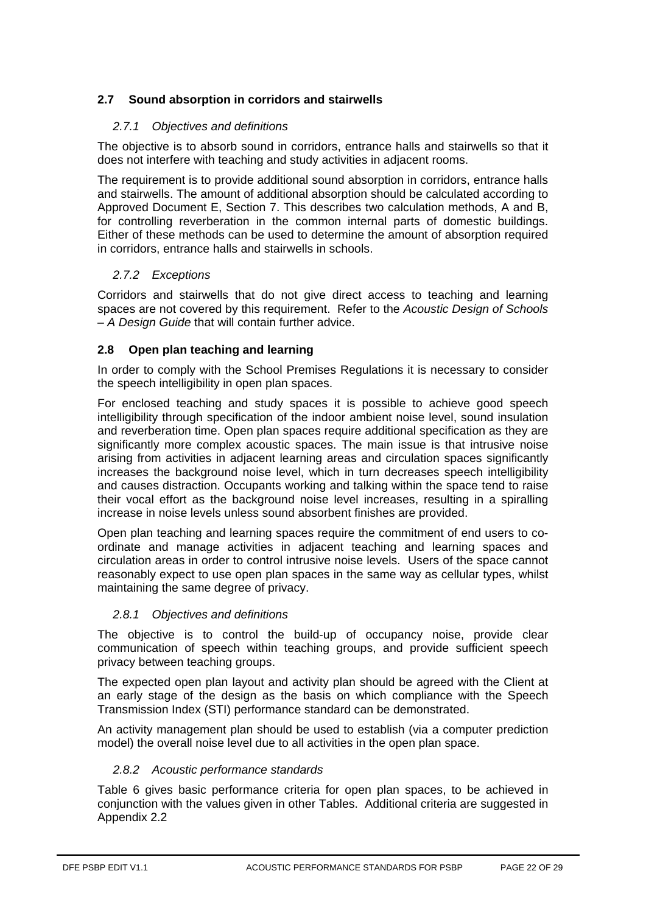## 2.7 Sound absorption in corridors and stairwells

### *2.7.1 Objectives and definitions*

The objective is to absorb sound in corridors, entrance halls and stairwells so that it does not interfere with teaching and study activities in adjacent rooms.

The requirement is to provide additional sound absorption in corridors, entrance halls and stairwells. The amount of additional absorption should be calculated according to Approved Document E, Section 7. This describes two calculation methods, A and B, for controlling reverberation in the common internal parts of domestic buildings. Either of these methods can be used to determine the amount of absorption required in corridors, entrance halls and stairwells in schools.

### *2.7.2 Exceptions*

Corridors and stairwells that do not give direct access to teaching and learning spaces are not covered by this requirement. Refer to the *Acoustic Design of Schools – A Design Guide* that will contain further advice.

## 2.8 Open plan teaching and learning

In order to comply with the School Premises Regulations it is necessary to consider the speech intelligibility in open plan spaces.

For enclosed teaching and study spaces it is possible to achieve good speech intelligibility through specification of the indoor ambient noise level, sound insulation and reverberation time. Open plan spaces require additional specification as they are significantly more complex acoustic spaces. The main issue is that intrusive noise arising from activities in adjacent learning areas and circulation spaces significantly increases the background noise level, which in turn decreases speech intelligibility and causes distraction. Occupants working and talking within the space tend to raise their vocal effort as the background noise level increases, resulting in a spiralling increase in noise levels unless sound absorbent finishes are provided.

Open plan teaching and learning spaces require the commitment of end users to co-ordinate and manage activities in adjacent teaching and learning spaces and circulation areas in order to control intrusive noise levels. Users of the space cannot reasonably expect to use open plan spaces in the same way as cellular types, whilst maintaining the same degree of privacy.

### *2.8.1 Objectives and definitions*

The objective is to control the build-up of occupancy noise, provide clear communication of speech within teaching groups, and provide sufficient speech privacy between teaching groups.

The expected open plan layout and activity plan should be agreed with the Client at an early stage of the design as the basis on which compliance with the Speech Transmission Index (STI) performance standard can be demonstrated.

An activity management plan should be used to establish (via a computer prediction model) the overall noise level due to all activities in the open plan space.

### *2.8.2 Acoustic performance standards*

Table 6 gives basic performance criteria for open plan spaces, to be achieved in conjunction with the values given in other Tables. Additional criteria are suggested in Appendix 2.2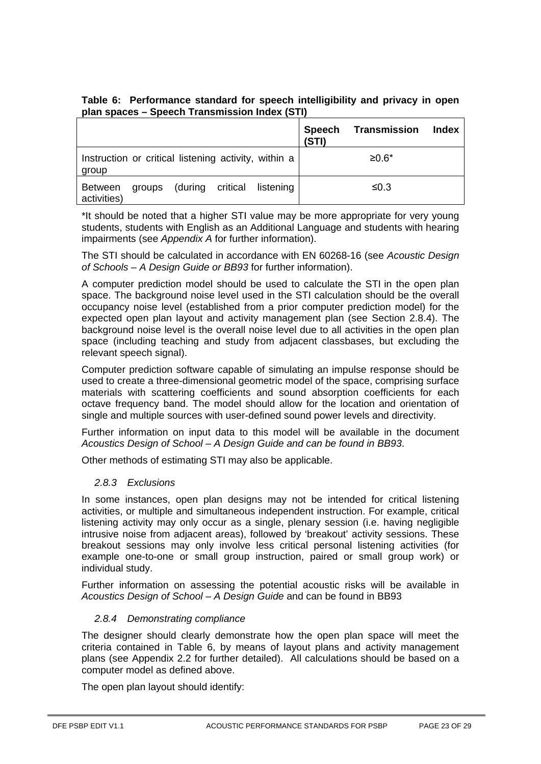**Table 6: Performance standard for speech intelligibility and privacy in open plan spaces – Speech Transmission Index (STI)**

| | **Speech Transmission Index (STI)** |
|---|---|
| Instruction or critical listening activity, within a group | ≥0.6* |
| Between groups (during critical listening activities) | ≤0.3 |

*It should be noted that a higher STI value may be more appropriate for very young students, students with English as an Additional Language and students with hearing impairments (see *Appendix A* for further information).

The STI should be calculated in accordance with EN 60268-16 (see *Acoustic Design of Schools – A Design Guide or BB93* for further information).

A computer prediction model should be used to calculate the STI in the open plan space. The background noise level used in the STI calculation should be the overall occupancy noise level (established from a prior computer prediction model) for the expected open plan layout and activity management plan (see Section 2.8.4). The background noise level is the overall noise level due to all activities in the open plan space (including teaching and study from adjacent classbases, but excluding the relevant speech signal).

Computer prediction software capable of simulating an impulse response should be used to create a three-dimensional geometric model of the space, comprising surface materials with scattering coefficients and sound absorption coefficients for each octave frequency band. The model should allow for the location and orientation of single and multiple sources with user-defined sound power levels and directivity.

Further information on input data to this model will be available in the document *Acoustics Design of School – A Design Guide and can be found in BB93*.

Other methods of estimating STI may also be applicable.

### *2.8.3 Exclusions*

In some instances, open plan designs may not be intended for critical listening activities, or multiple and simultaneous independent instruction. For example, critical listening activity may only occur as a single, plenary session (i.e. having negligible intrusive noise from adjacent areas), followed by 'breakout' activity sessions. These breakout sessions may only involve less critical personal listening activities (for example one-to-one or small group instruction, paired or small group work) or individual study.

Further information on assessing the potential acoustic risks will be available in *Acoustics Design of School – A Design Guide* and can be found in BB93

### *2.8.4 Demonstrating compliance*

The designer should clearly demonstrate how the open plan space will meet the criteria contained in Table 6, by means of layout plans and activity management plans (see Appendix 2.2 for further detailed). All calculations should be based on a computer model as defined above.

The open plan layout should identify: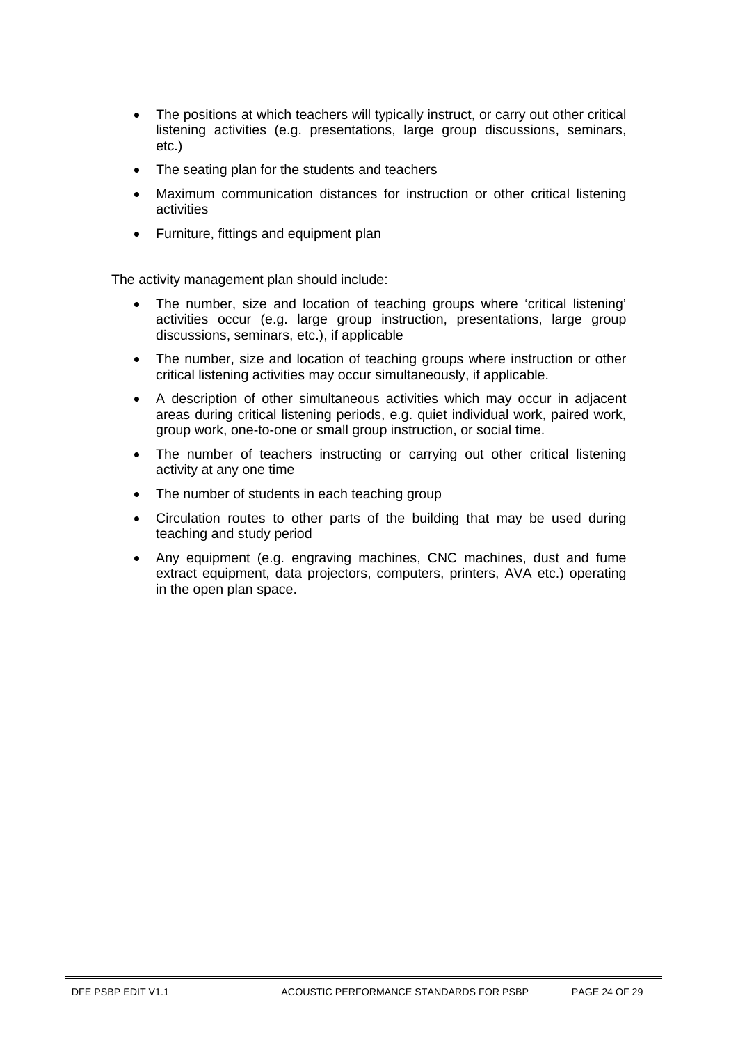- The positions at which teachers will typically instruct, or carry out other critical listening activities (e.g. presentations, large group discussions, seminars, etc.)
- The seating plan for the students and teachers
- Maximum communication distances for instruction or other critical listening activities
- Furniture, fittings and equipment plan

The activity management plan should include:

- The number, size and location of teaching groups where 'critical listening' activities occur (e.g. large group instruction, presentations, large group discussions, seminars, etc.), if applicable
- The number, size and location of teaching groups where instruction or other critical listening activities may occur simultaneously, if applicable.
- A description of other simultaneous activities which may occur in adjacent areas during critical listening periods, e.g. quiet individual work, paired work, group work, one-to-one or small group instruction, or social time.
- The number of teachers instructing or carrying out other critical listening activity at any one time
- The number of students in each teaching group
- Circulation routes to other parts of the building that may be used during teaching and study period
- Any equipment (e.g. engraving machines, CNC machines, dust and fume extract equipment, data projectors, computers, printers, AVA etc.) operating in the open plan space.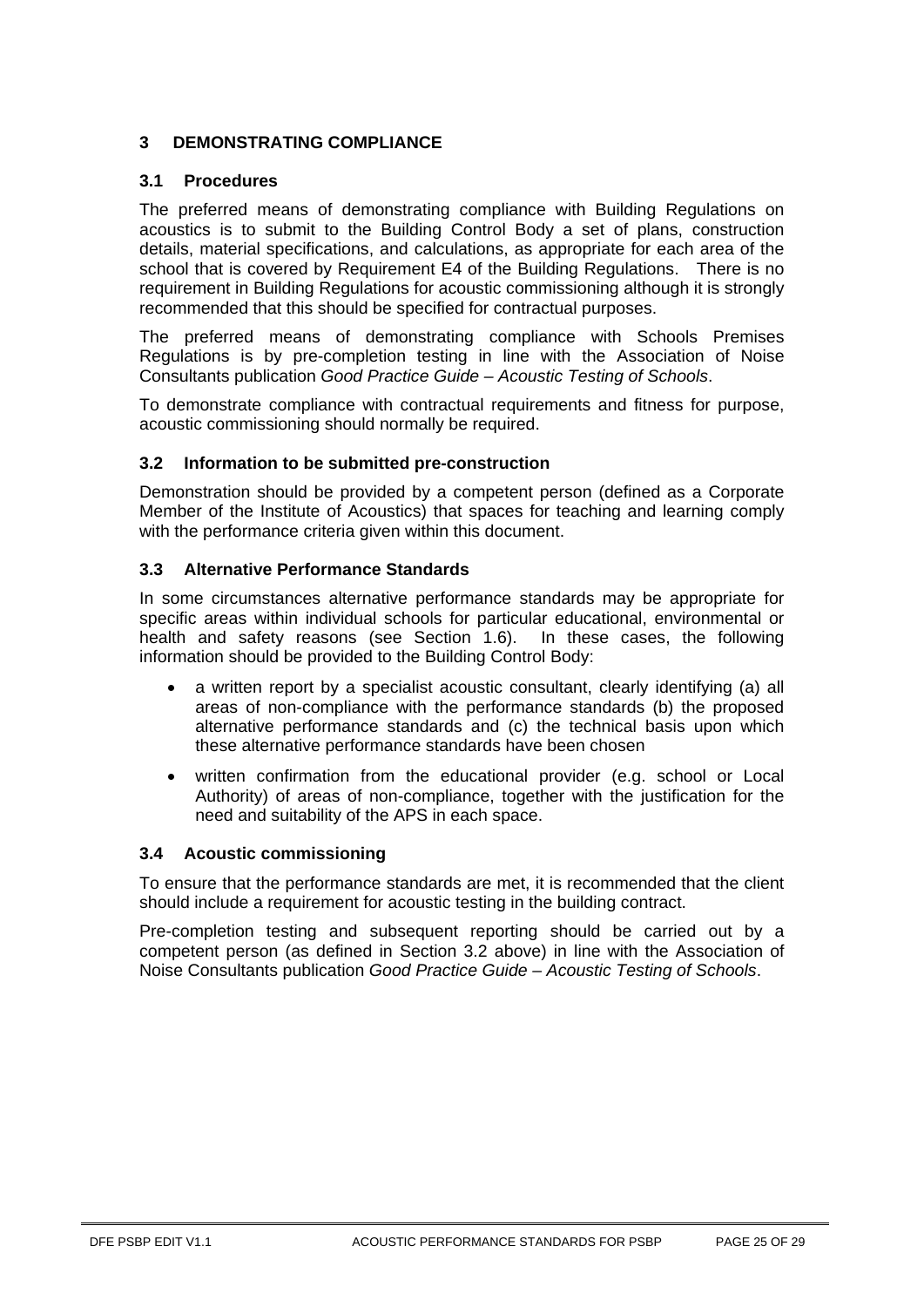# 3 DEMONSTRATING COMPLIANCE

## 3.1 Procedures

The preferred means of demonstrating compliance with Building Regulations on acoustics is to submit to the Building Control Body a set of plans, construction details, material specifications, and calculations, as appropriate for each area of the school that is covered by Requirement E4 of the Building Regulations. There is no requirement in Building Regulations for acoustic commissioning although it is strongly recommended that this should be specified for contractual purposes.

The preferred means of demonstrating compliance with Schools Premises Regulations is by pre-completion testing in line with the Association of Noise Consultants publication *Good Practice Guide – Acoustic Testing of Schools*.

To demonstrate compliance with contractual requirements and fitness for purpose, acoustic commissioning should normally be required.

## 3.2 Information to be submitted pre-construction

Demonstration should be provided by a competent person (defined as a Corporate Member of the Institute of Acoustics) that spaces for teaching and learning comply with the performance criteria given within this document.

## 3.3 Alternative Performance Standards

In some circumstances alternative performance standards may be appropriate for specific areas within individual schools for particular educational, environmental or health and safety reasons (see Section 1.6). In these cases, the following information should be provided to the Building Control Body:

- a written report by a specialist acoustic consultant, clearly identifying (a) all areas of non-compliance with the performance standards (b) the proposed alternative performance standards and (c) the technical basis upon which these alternative performance standards have been chosen
- written confirmation from the educational provider (e.g. school or Local Authority) of areas of non-compliance, together with the justification for the need and suitability of the APS in each space.

## 3.4 Acoustic commissioning

To ensure that the performance standards are met, it is recommended that the client should include a requirement for acoustic testing in the building contract.

Pre-completion testing and subsequent reporting should be carried out by a competent person (as defined in Section 3.2 above) in line with the Association of Noise Consultants publication *Good Practice Guide – Acoustic Testing of Schools*.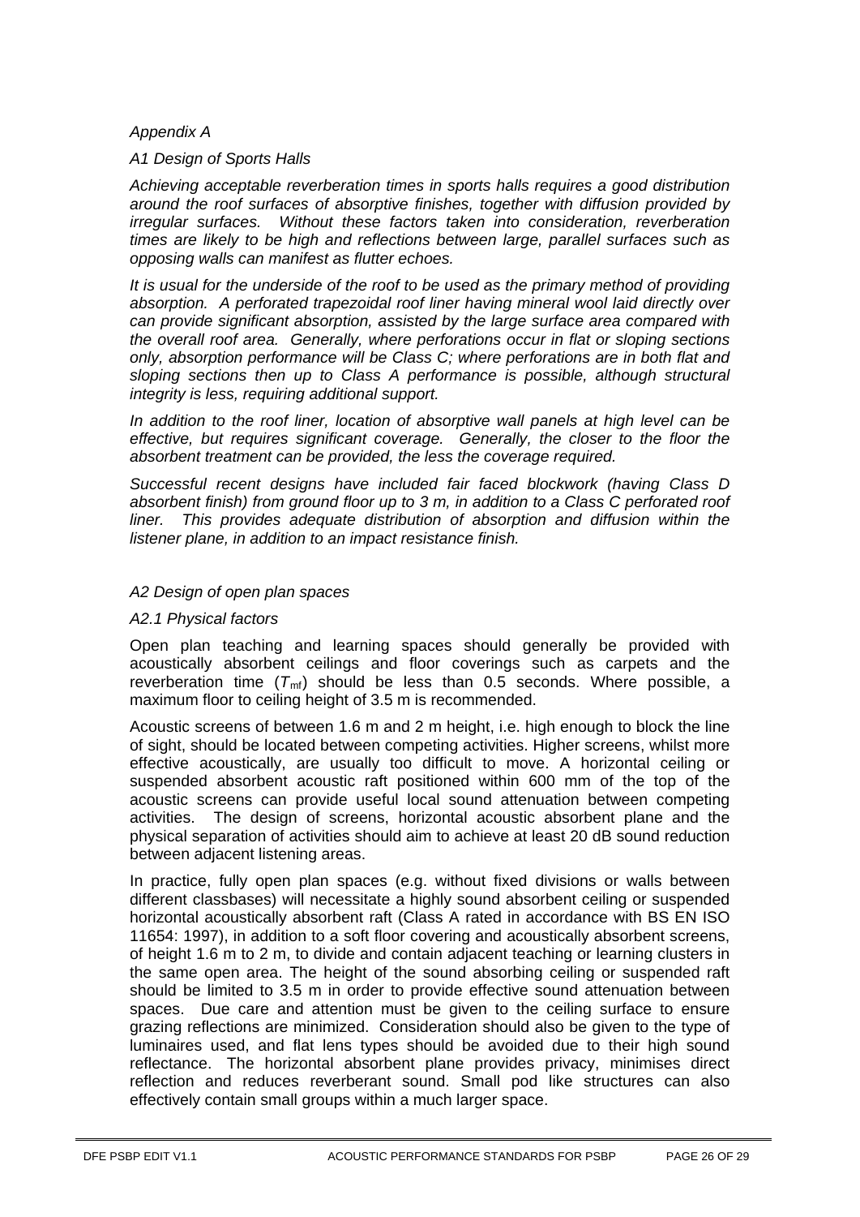*Appendix A*

*A1 Design of Sports Halls*

*Achieving acceptable reverberation times in sports halls requires a good distribution around the roof surfaces of absorptive finishes, together with diffusion provided by irregular surfaces. Without these factors taken into consideration, reverberation times are likely to be high and reflections between large, parallel surfaces such as opposing walls can manifest as flutter echoes.*

*It is usual for the underside of the roof to be used as the primary method of providing absorption. A perforated trapezoidal roof liner having mineral wool laid directly over can provide significant absorption, assisted by the large surface area compared with the overall roof area. Generally, where perforations occur in flat or sloping sections only, absorption performance will be Class C; where perforations are in both flat and sloping sections then up to Class A performance is possible, although structural integrity is less, requiring additional support.*

*In addition to the roof liner, location of absorptive wall panels at high level can be effective, but requires significant coverage. Generally, the closer to the floor the absorbent treatment can be provided, the less the coverage required.*

*Successful recent designs have included fair faced blockwork (having Class D absorbent finish) from ground floor up to 3 m, in addition to a Class C perforated roof liner. This provides adequate distribution of absorption and diffusion within the listener plane, in addition to an impact resistance finish.*

*A2 Design of open plan spaces*

*A2.1 Physical factors*

Open plan teaching and learning spaces should generally be provided with acoustically absorbent ceilings and floor coverings such as carpets and the reverberation time ($T_{mf}$) should be less than 0.5 seconds. Where possible, a maximum floor to ceiling height of 3.5 m is recommended.

Acoustic screens of between 1.6 m and 2 m height, i.e. high enough to block the line of sight, should be located between competing activities. Higher screens, whilst more effective acoustically, are usually too difficult to move. A horizontal ceiling or suspended absorbent acoustic raft positioned within 600 mm of the top of the acoustic screens can provide useful local sound attenuation between competing activities. The design of screens, horizontal acoustic absorbent plane and the physical separation of activities should aim to achieve at least 20 dB sound reduction between adjacent listening areas.

In practice, fully open plan spaces (e.g. without fixed divisions or walls between different classbases) will necessitate a highly sound absorbent ceiling or suspended horizontal acoustically absorbent raft (Class A rated in accordance with BS EN ISO 11654: 1997), in addition to a soft floor covering and acoustically absorbent screens, of height 1.6 m to 2 m, to divide and contain adjacent teaching or learning clusters in the same open area. The height of the sound absorbing ceiling or suspended raft should be limited to 3.5 m in order to provide effective sound attenuation between spaces. Due care and attention must be given to the ceiling surface to ensure grazing reflections are minimized. Consideration should also be given to the type of luminaires used, and flat lens types should be avoided due to their high sound reflectance. The horizontal absorbent plane provides privacy, minimises direct reflection and reduces reverberant sound. Small pod like structures can also effectively contain small groups within a much larger space.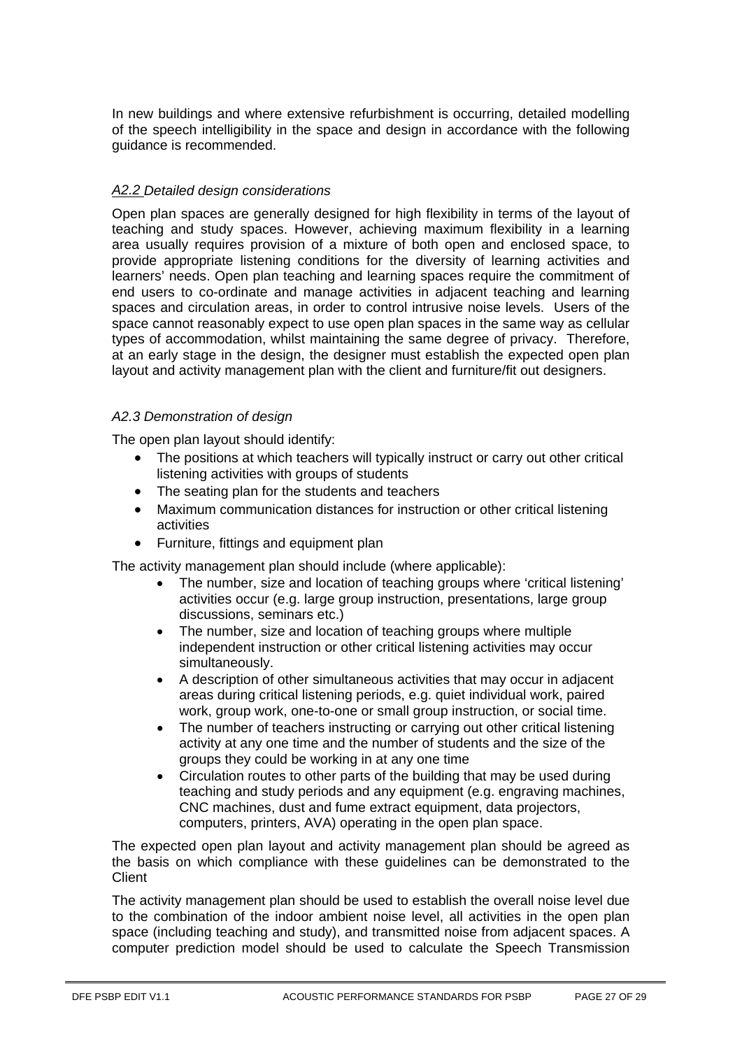In new buildings and where extensive refurbishment is occurring, detailed modelling of the speech intelligibility in the space and design in accordance with the following guidance is recommended.

### *A2.2 Detailed design considerations*

Open plan spaces are generally designed for high flexibility in terms of the layout of teaching and study spaces. However, achieving maximum flexibility in a learning area usually requires provision of a mixture of both open and enclosed space, to provide appropriate listening conditions for the diversity of learning activities and learners' needs. Open plan teaching and learning spaces require the commitment of end users to co-ordinate and manage activities in adjacent teaching and learning spaces and circulation areas, in order to control intrusive noise levels. Users of the space cannot reasonably expect to use open plan spaces in the same way as cellular types of accommodation, whilst maintaining the same degree of privacy. Therefore, at an early stage in the design, the designer must establish the expected open plan layout and activity management plan with the client and furniture/fit out designers.

### *A2.3 Demonstration of design*

The open plan layout should identify:

- The positions at which teachers will typically instruct or carry out other critical listening activities with groups of students
- The seating plan for the students and teachers
- Maximum communication distances for instruction or other critical listening activities
- Furniture, fittings and equipment plan

The activity management plan should include (where applicable):

- The number, size and location of teaching groups where 'critical listening' activities occur (e.g. large group instruction, presentations, large group discussions, seminars etc.)
- The number, size and location of teaching groups where multiple independent instruction or other critical listening activities may occur simultaneously.
- A description of other simultaneous activities that may occur in adjacent areas during critical listening periods, e.g. quiet individual work, paired work, group work, one-to-one or small group instruction, or social time.
- The number of teachers instructing or carrying out other critical listening activity at any one time and the number of students and the size of the groups they could be working in at any one time
- Circulation routes to other parts of the building that may be used during teaching and study periods and any equipment (e.g. engraving machines, CNC machines, dust and fume extract equipment, data projectors, computers, printers, AVA) operating in the open plan space.

The expected open plan layout and activity management plan should be agreed as the basis on which compliance with these guidelines can be demonstrated to the Client

The activity management plan should be used to establish the overall noise level due to the combination of the indoor ambient noise level, all activities in the open plan space (including teaching and study), and transmitted noise from adjacent spaces. A computer prediction model should be used to calculate the Speech Transmission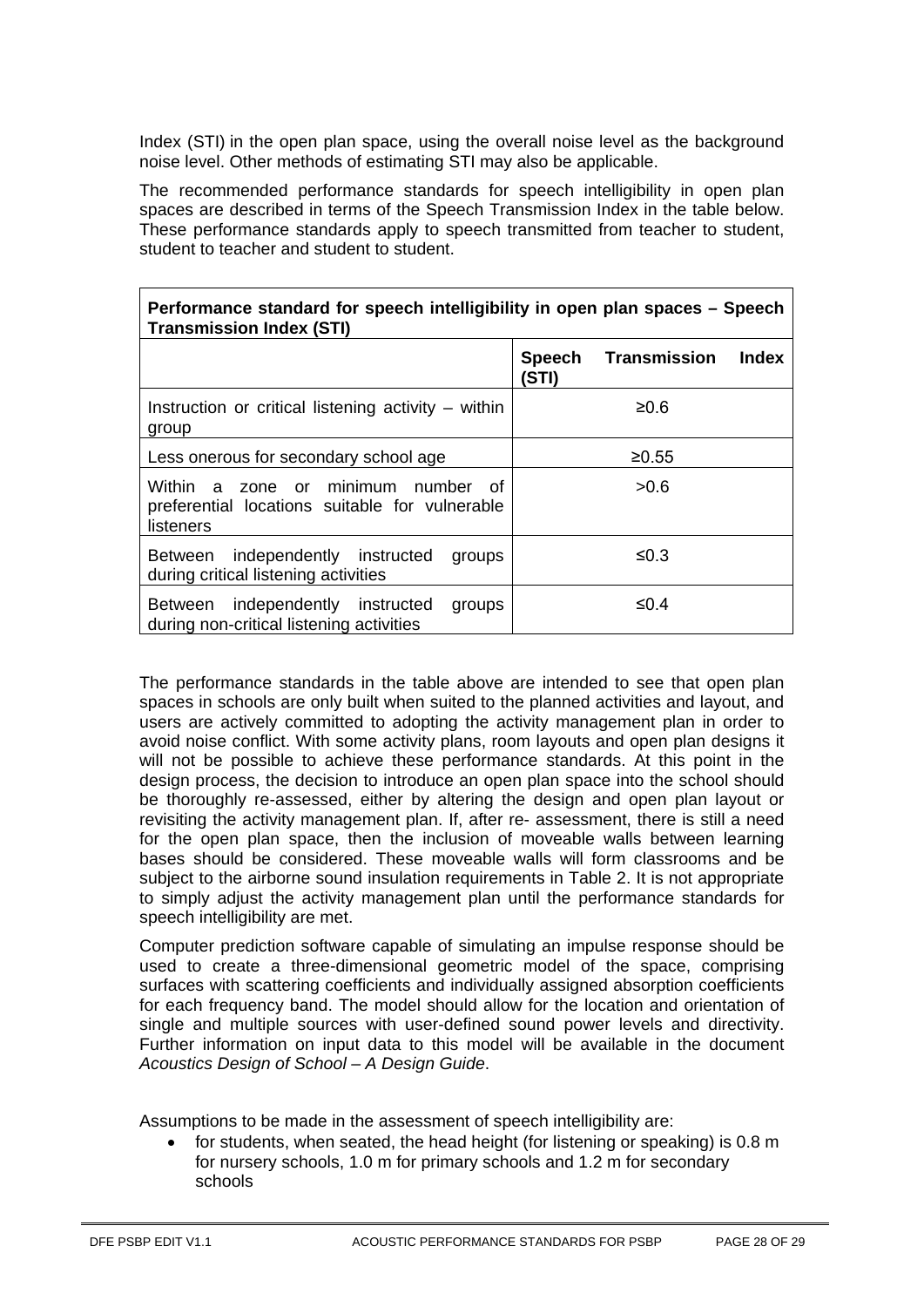Index (STI) in the open plan space, using the overall noise level as the background noise level. Other methods of estimating STI may also be applicable.

The recommended performance standards for speech intelligibility in open plan spaces are described in terms of the Speech Transmission Index in the table below. These performance standards apply to speech transmitted from teacher to student, student to teacher and student to student.

| **Performance standard for speech intelligibility in open plan spaces – Speech Transmission Index (STI)** | |
|---|---|
| | **Speech Transmission Index (STI)** |
| Instruction or critical listening activity – within group | ≥0.6 |
| Less onerous for secondary school age | ≥0.55 |
| Within a zone or minimum number of preferential locations suitable for vulnerable listeners | >0.6 |
| Between independently instructed groups during critical listening activities | ≤0.3 |
| Between independently instructed groups during non-critical listening activities | ≤0.4 |

The performance standards in the table above are intended to see that open plan spaces in schools are only built when suited to the planned activities and layout, and users are actively committed to adopting the activity management plan in order to avoid noise conflict. With some activity plans, room layouts and open plan designs it will not be possible to achieve these performance standards. At this point in the design process, the decision to introduce an open plan space into the school should be thoroughly re-assessed, either by altering the design and open plan layout or revisiting the activity management plan. If, after re- assessment, there is still a need for the open plan space, then the inclusion of moveable walls between learning bases should be considered. These moveable walls will form classrooms and be subject to the airborne sound insulation requirements in Table 2. It is not appropriate to simply adjust the activity management plan until the performance standards for speech intelligibility are met.

Computer prediction software capable of simulating an impulse response should be used to create a three-dimensional geometric model of the space, comprising surfaces with scattering coefficients and individually assigned absorption coefficients for each frequency band. The model should allow for the location and orientation of single and multiple sources with user-defined sound power levels and directivity. Further information on input data to this model will be available in the document *Acoustics Design of School – A Design Guide*.

Assumptions to be made in the assessment of speech intelligibility are:

- for students, when seated, the head height (for listening or speaking) is 0.8 m for nursery schools, 1.0 m for primary schools and 1.2 m for secondary schools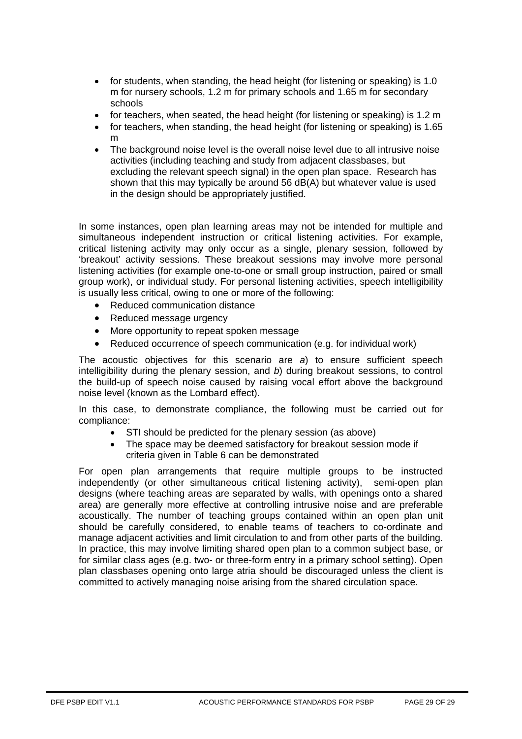- for students, when standing, the head height (for listening or speaking) is 1.0 m for nursery schools, 1.2 m for primary schools and 1.65 m for secondary schools
- for teachers, when seated, the head height (for listening or speaking) is 1.2 m
- for teachers, when standing, the head height (for listening or speaking) is 1.65 m
- The background noise level is the overall noise level due to all intrusive noise activities (including teaching and study from adjacent classbases, but excluding the relevant speech signal) in the open plan space. Research has shown that this may typically be around 56 dB(A) but whatever value is used in the design should be appropriately justified.

In some instances, open plan learning areas may not be intended for multiple and simultaneous independent instruction or critical listening activities. For example, critical listening activity may only occur as a single, plenary session, followed by 'breakout' activity sessions. These breakout sessions may involve more personal listening activities (for example one-to-one or small group instruction, paired or small group work), or individual study. For personal listening activities, speech intelligibility is usually less critical, owing to one or more of the following:

- Reduced communication distance
- Reduced message urgency
- More opportunity to repeat spoken message
- Reduced occurrence of speech communication (e.g. for individual work)

The acoustic objectives for this scenario are *a*) to ensure sufficient speech intelligibility during the plenary session, and *b*) during breakout sessions, to control the build-up of speech noise caused by raising vocal effort above the background noise level (known as the Lombard effect).

In this case, to demonstrate compliance, the following must be carried out for compliance:

- STI should be predicted for the plenary session (as above)
- The space may be deemed satisfactory for breakout session mode if criteria given in Table 6 can be demonstrated

For open plan arrangements that require multiple groups to be instructed independently (or other simultaneous critical listening activity), semi-open plan designs (where teaching areas are separated by walls, with openings onto a shared area) are generally more effective at controlling intrusive noise and are preferable acoustically. The number of teaching groups contained within an open plan unit should be carefully considered, to enable teams of teachers to co-ordinate and manage adjacent activities and limit circulation to and from other parts of the building. In practice, this may involve limiting shared open plan to a common subject base, or for similar class ages (e.g. two- or three-form entry in a primary school setting). Open plan classbases opening onto large atria should be discouraged unless the client is committed to actively managing noise arising from the shared circulation space.